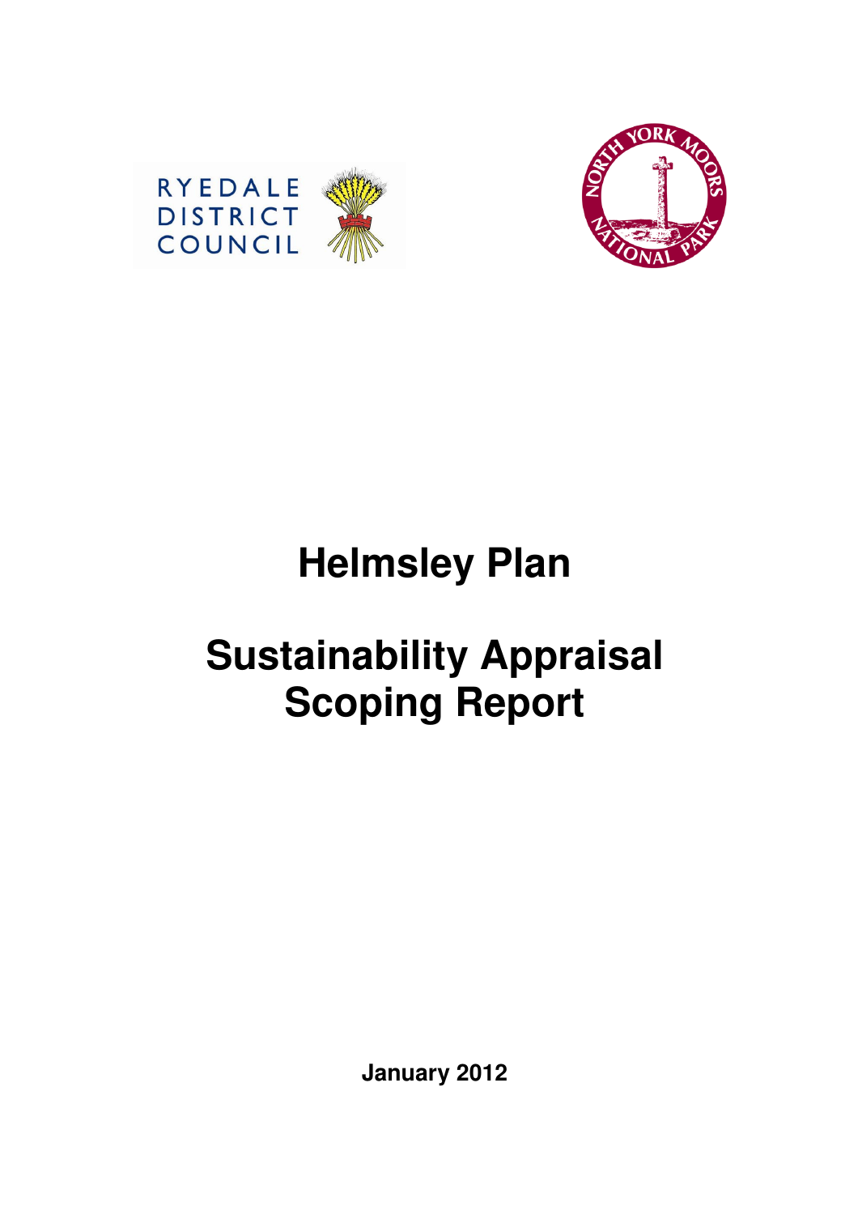RYEDALE DISTRICT COUNCIL

NORTH YORK MOORS NATIONAL PARK

# Helmsley Plan

# Sustainability Appraisal Scoping Report

**January 2012**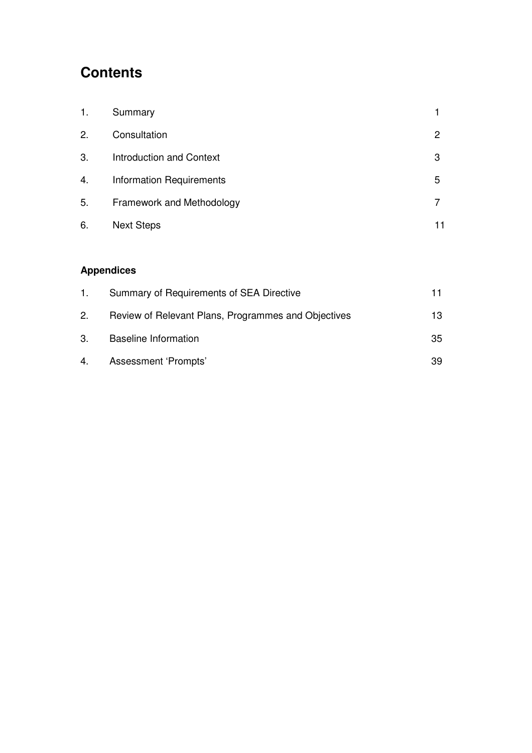# Contents

| | | |
|---|---|---|
| 1. | Summary | 1 |
| 2. | Consultation | 2 |
| 3. | Introduction and Context | 3 |
| 4. | Information Requirements | 5 |
| 5. | Framework and Methodology | 7 |
| 6. | Next Steps | 11 |

**Appendices**

| | | |
|---|---|---|
| 1. | Summary of Requirements of SEA Directive | 11 |
| 2. | Review of Relevant Plans, Programmes and Objectives | 13 |
| 3. | Baseline Information | 35 |
| 4. | Assessment 'Prompts' | 39 |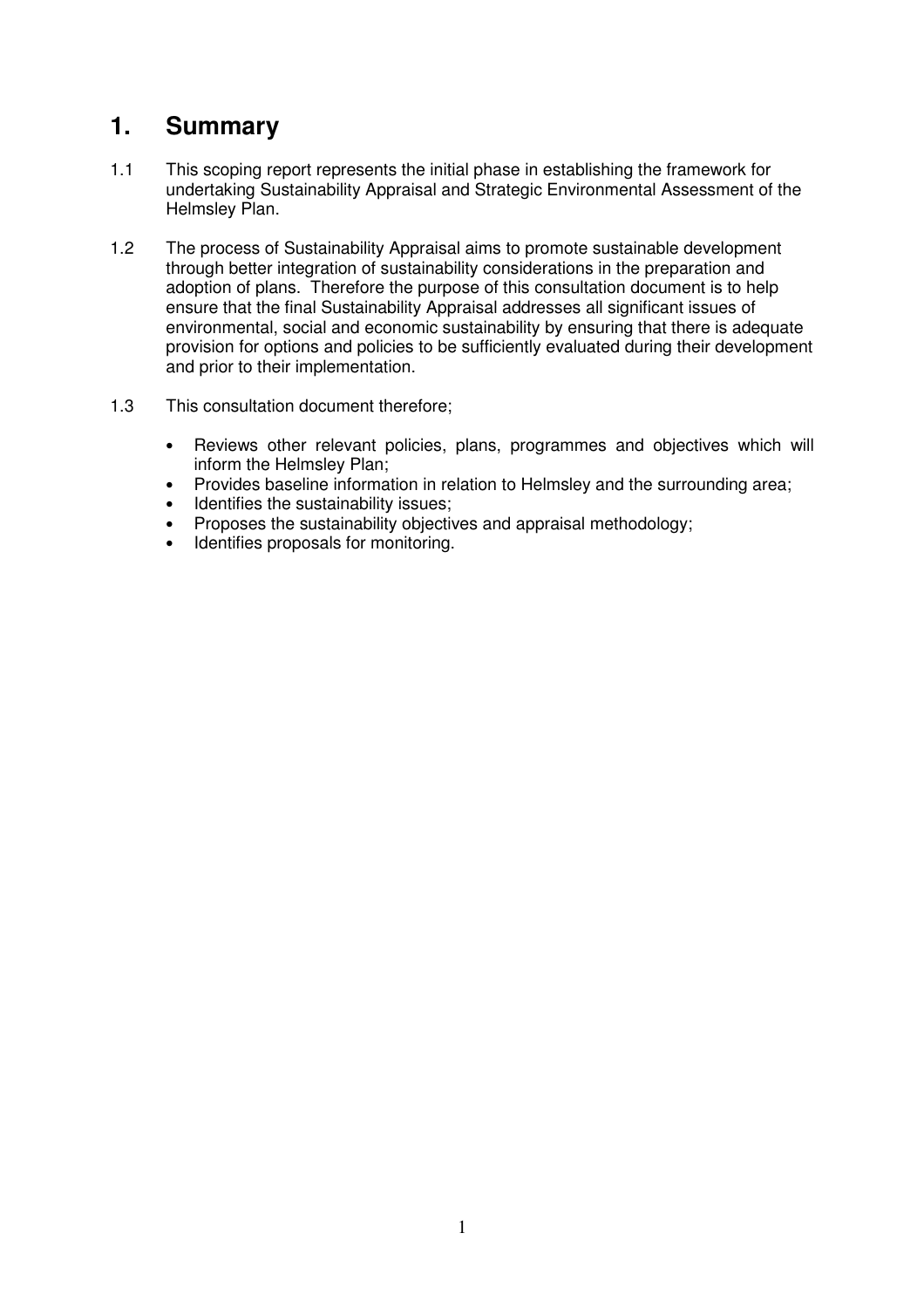# 1. Summary

1.1 This scoping report represents the initial phase in establishing the framework for undertaking Sustainability Appraisal and Strategic Environmental Assessment of the Helmsley Plan.

1.2 The process of Sustainability Appraisal aims to promote sustainable development through better integration of sustainability considerations in the preparation and adoption of plans. Therefore the purpose of this consultation document is to help ensure that the final Sustainability Appraisal addresses all significant issues of environmental, social and economic sustainability by ensuring that there is adequate provision for options and policies to be sufficiently evaluated during their development and prior to their implementation.

1.3 This consultation document therefore;

- Reviews other relevant policies, plans, programmes and objectives which will inform the Helmsley Plan;
- Provides baseline information in relation to Helmsley and the surrounding area;
- Identifies the sustainability issues;
- Proposes the sustainability objectives and appraisal methodology;
- Identifies proposals for monitoring.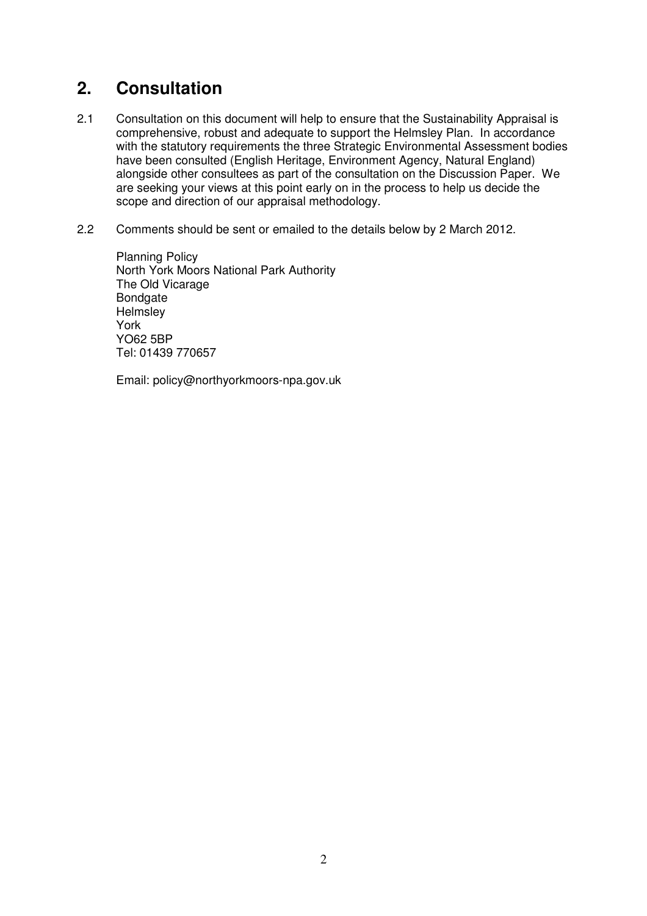## 2. Consultation

2.1 Consultation on this document will help to ensure that the Sustainability Appraisal is comprehensive, robust and adequate to support the Helmsley Plan. In accordance with the statutory requirements the three Strategic Environmental Assessment bodies have been consulted (English Heritage, Environment Agency, Natural England) alongside other consultees as part of the consultation on the Discussion Paper. We are seeking your views at this point early on in the process to help us decide the scope and direction of our appraisal methodology.

2.2 Comments should be sent or emailed to the details below by 2 March 2012.

Planning Policy
North York Moors National Park Authority
The Old Vicarage
Bondgate
Helmsley
York
YO62 5BP
Tel: 01439 770657

Email: policy@northyorkmoors-npa.gov.uk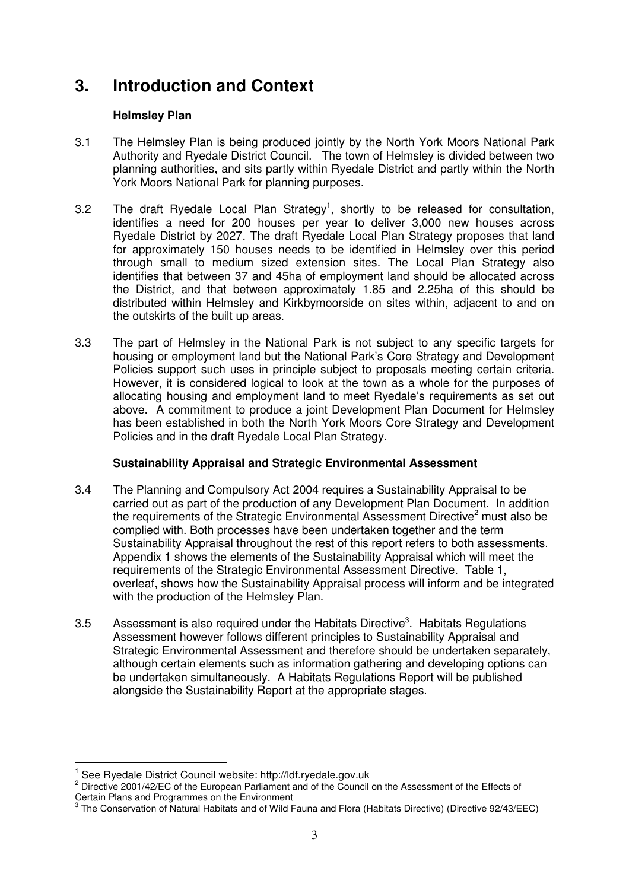# 3. Introduction and Context

**Helmsley Plan**

3.1 The Helmsley Plan is being produced jointly by the North York Moors National Park Authority and Ryedale District Council. The town of Helmsley is divided between two planning authorities, and sits partly within Ryedale District and partly within the North York Moors National Park for planning purposes.

3.2 The draft Ryedale Local Plan Strategy[1], shortly to be released for consultation, identifies a need for 200 houses per year to deliver 3,000 new houses across Ryedale District by 2027. The draft Ryedale Local Plan Strategy proposes that land for approximately 150 houses needs to be identified in Helmsley over this period through small to medium sized extension sites. The Local Plan Strategy also identifies that between 37 and 45ha of employment land should be allocated across the District, and that between approximately 1.85 and 2.25ha of this should be distributed within Helmsley and Kirkbymoorside on sites within, adjacent to and on the outskirts of the built up areas.

3.3 The part of Helmsley in the National Park is not subject to any specific targets for housing or employment land but the National Park's Core Strategy and Development Policies support such uses in principle subject to proposals meeting certain criteria. However, it is considered logical to look at the town as a whole for the purposes of allocating housing and employment land to meet Ryedale's requirements as set out above. A commitment to produce a joint Development Plan Document for Helmsley has been established in both the North York Moors Core Strategy and Development Policies and in the draft Ryedale Local Plan Strategy.

**Sustainability Appraisal and Strategic Environmental Assessment**

3.4 The Planning and Compulsory Act 2004 requires a Sustainability Appraisal to be carried out as part of the production of any Development Plan Document. In addition the requirements of the Strategic Environmental Assessment Directive[2] must also be complied with. Both processes have been undertaken together and the term Sustainability Appraisal throughout the rest of this report refers to both assessments. Appendix 1 shows the elements of the Sustainability Appraisal which will meet the requirements of the Strategic Environmental Assessment Directive. Table 1, overleaf, shows how the Sustainability Appraisal process will inform and be integrated with the production of the Helmsley Plan.

3.5 Assessment is also required under the Habitats Directive[3]. Habitats Regulations Assessment however follows different principles to Sustainability Appraisal and Strategic Environmental Assessment and therefore should be undertaken separately, although certain elements such as information gathering and developing options can be undertaken simultaneously. A Habitats Regulations Report will be published alongside the Sustainability Report at the appropriate stages.

---

[1] See Ryedale District Council website: http://ldf.ryedale.gov.uk

[2] Directive 2001/42/EC of the European Parliament and of the Council on the Assessment of the Effects of Certain Plans and Programmes on the Environment

[3] The Conservation of Natural Habitats and of Wild Fauna and Flora (Habitats Directive) (Directive 92/43/EEC)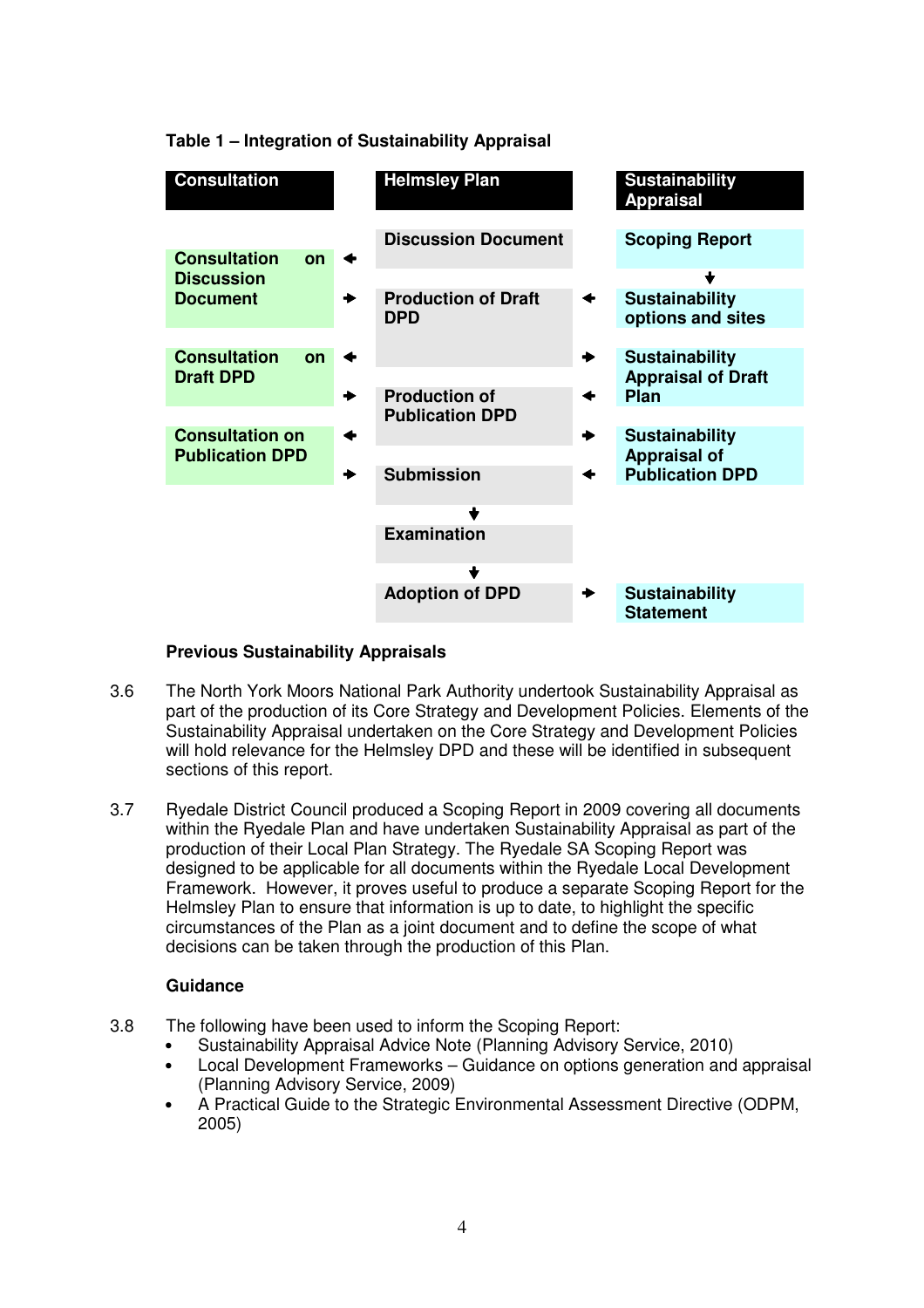**Table 1 – Integration of Sustainability Appraisal**

| Consultation | | Helmsley Plan | | Sustainability Appraisal |
|---|---|---|---|---|
| | | Discussion Document | | Scoping Report |
| Consultation on Discussion Document | ← | | | ↓ |
| | → | Production of Draft DPD | ← | Sustainability options and sites |
| Consultation on Draft DPD | ← | | → | Sustainability Appraisal of Draft Plan |
| | → | Production of Publication DPD | ← | |
| Consultation on Publication DPD | ← | | → | Sustainability Appraisal of Publication DPD |
| | → | Submission | ← | |
| | | ↓ | | |
| | | Examination | | |
| | | ↓ | | |
| | | Adoption of DPD | → | Sustainability Statement |

**Previous Sustainability Appraisals**

3.6 The North York Moors National Park Authority undertook Sustainability Appraisal as part of the production of its Core Strategy and Development Policies. Elements of the Sustainability Appraisal undertaken on the Core Strategy and Development Policies will hold relevance for the Helmsley DPD and these will be identified in subsequent sections of this report.

3.7 Ryedale District Council produced a Scoping Report in 2009 covering all documents within the Ryedale Plan and have undertaken Sustainability Appraisal as part of the production of their Local Plan Strategy. The Ryedale SA Scoping Report was designed to be applicable for all documents within the Ryedale Local Development Framework. However, it proves useful to produce a separate Scoping Report for the Helmsley Plan to ensure that information is up to date, to highlight the specific circumstances of the Plan as a joint document and to define the scope of what decisions can be taken through the production of this Plan.

**Guidance**

3.8 The following have been used to inform the Scoping Report:

- Sustainability Appraisal Advice Note (Planning Advisory Service, 2010)
- Local Development Frameworks – Guidance on options generation and appraisal (Planning Advisory Service, 2009)
- A Practical Guide to the Strategic Environmental Assessment Directive (ODPM, 2005)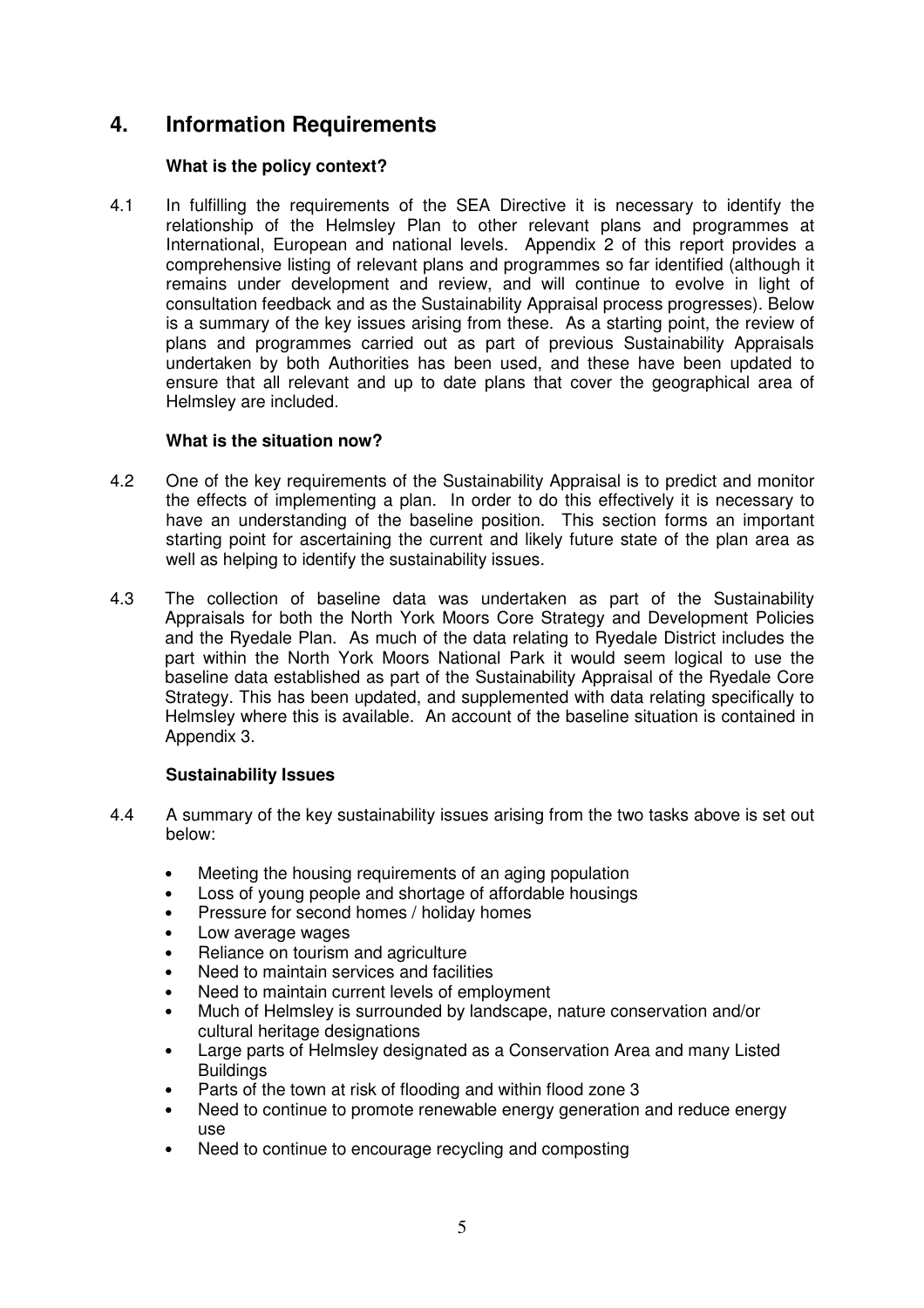## 4. Information Requirements

**What is the policy context?**

4.1 In fulfilling the requirements of the SEA Directive it is necessary to identify the relationship of the Helmsley Plan to other relevant plans and programmes at International, European and national levels. Appendix 2 of this report provides a comprehensive listing of relevant plans and programmes so far identified (although it remains under development and review, and will continue to evolve in light of consultation feedback and as the Sustainability Appraisal process progresses). Below is a summary of the key issues arising from these. As a starting point, the review of plans and programmes carried out as part of previous Sustainability Appraisals undertaken by both Authorities has been used, and these have been updated to ensure that all relevant and up to date plans that cover the geographical area of Helmsley are included.

**What is the situation now?**

4.2 One of the key requirements of the Sustainability Appraisal is to predict and monitor the effects of implementing a plan. In order to do this effectively it is necessary to have an understanding of the baseline position. This section forms an important starting point for ascertaining the current and likely future state of the plan area as well as helping to identify the sustainability issues.

4.3 The collection of baseline data was undertaken as part of the Sustainability Appraisals for both the North York Moors Core Strategy and Development Policies and the Ryedale Plan. As much of the data relating to Ryedale District includes the part within the North York Moors National Park it would seem logical to use the baseline data established as part of the Sustainability Appraisal of the Ryedale Core Strategy. This has been updated, and supplemented with data relating specifically to Helmsley where this is available. An account of the baseline situation is contained in Appendix 3.

**Sustainability Issues**

4.4 A summary of the key sustainability issues arising from the two tasks above is set out below:

- Meeting the housing requirements of an aging population
- Loss of young people and shortage of affordable housings
- Pressure for second homes / holiday homes
- Low average wages
- Reliance on tourism and agriculture
- Need to maintain services and facilities
- Need to maintain current levels of employment
- Much of Helmsley is surrounded by landscape, nature conservation and/or cultural heritage designations
- Large parts of Helmsley designated as a Conservation Area and many Listed Buildings
- Parts of the town at risk of flooding and within flood zone 3
- Need to continue to promote renewable energy generation and reduce energy use
- Need to continue to encourage recycling and composting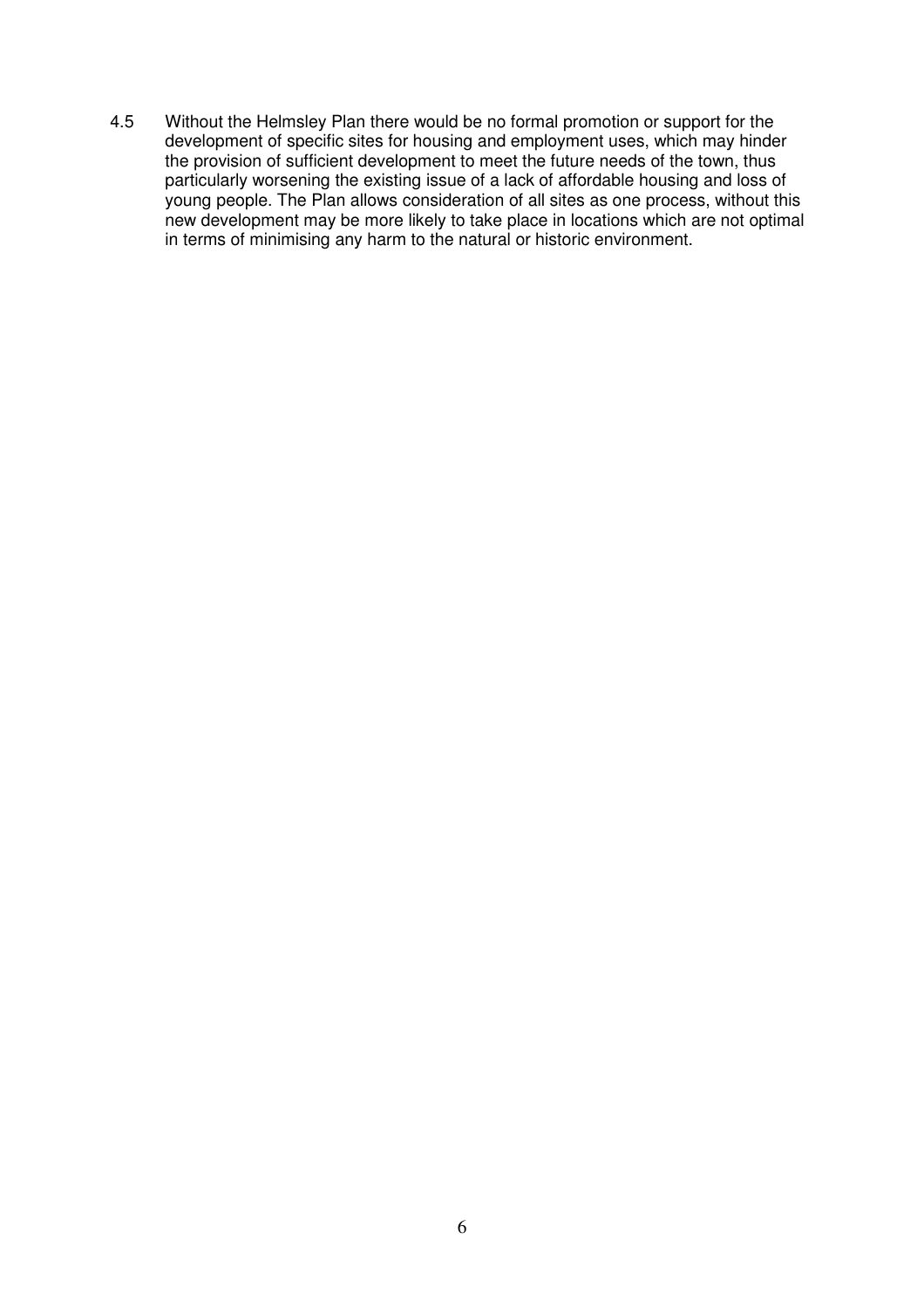4.5 Without the Helmsley Plan there would be no formal promotion or support for the development of specific sites for housing and employment uses, which may hinder the provision of sufficient development to meet the future needs of the town, thus particularly worsening the existing issue of a lack of affordable housing and loss of young people. The Plan allows consideration of all sites as one process, without this new development may be more likely to take place in locations which are not optimal in terms of minimising any harm to the natural or historic environment.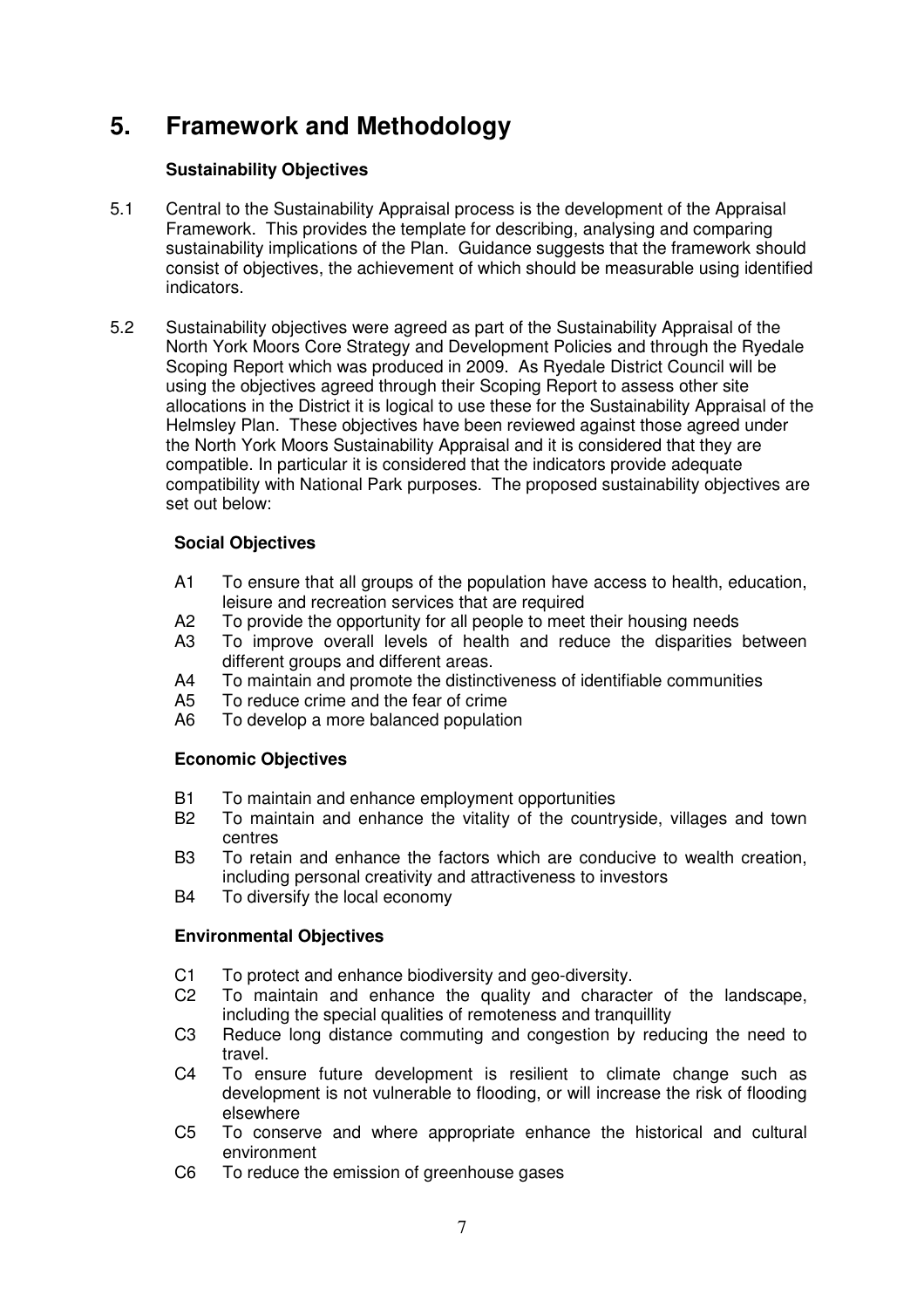# 5. Framework and Methodology

### Sustainability Objectives

5.1 Central to the Sustainability Appraisal process is the development of the Appraisal Framework. This provides the template for describing, analysing and comparing sustainability implications of the Plan. Guidance suggests that the framework should consist of objectives, the achievement of which should be measurable using identified indicators.

5.2 Sustainability objectives were agreed as part of the Sustainability Appraisal of the North York Moors Core Strategy and Development Policies and through the Ryedale Scoping Report which was produced in 2009. As Ryedale District Council will be using the objectives agreed through their Scoping Report to assess other site allocations in the District it is logical to use these for the Sustainability Appraisal of the Helmsley Plan. These objectives have been reviewed against those agreed under the North York Moors Sustainability Appraisal and it is considered that they are compatible. In particular it is considered that the indicators provide adequate compatibility with National Park purposes. The proposed sustainability objectives are set out below:

**Social Objectives**

- A1 To ensure that all groups of the population have access to health, education, leisure and recreation services that are required
- A2 To provide the opportunity for all people to meet their housing needs
- A3 To improve overall levels of health and reduce the disparities between different groups and different areas.
- A4 To maintain and promote the distinctiveness of identifiable communities
- A5 To reduce crime and the fear of crime
- A6 To develop a more balanced population

**Economic Objectives**

- B1 To maintain and enhance employment opportunities
- B2 To maintain and enhance the vitality of the countryside, villages and town centres
- B3 To retain and enhance the factors which are conducive to wealth creation, including personal creativity and attractiveness to investors
- B4 To diversify the local economy

**Environmental Objectives**

- C1 To protect and enhance biodiversity and geo-diversity.
- C2 To maintain and enhance the quality and character of the landscape, including the special qualities of remoteness and tranquillity
- C3 Reduce long distance commuting and congestion by reducing the need to travel.
- C4 To ensure future development is resilient to climate change such as development is not vulnerable to flooding, or will increase the risk of flooding elsewhere
- C5 To conserve and where appropriate enhance the historical and cultural environment
- C6 To reduce the emission of greenhouse gases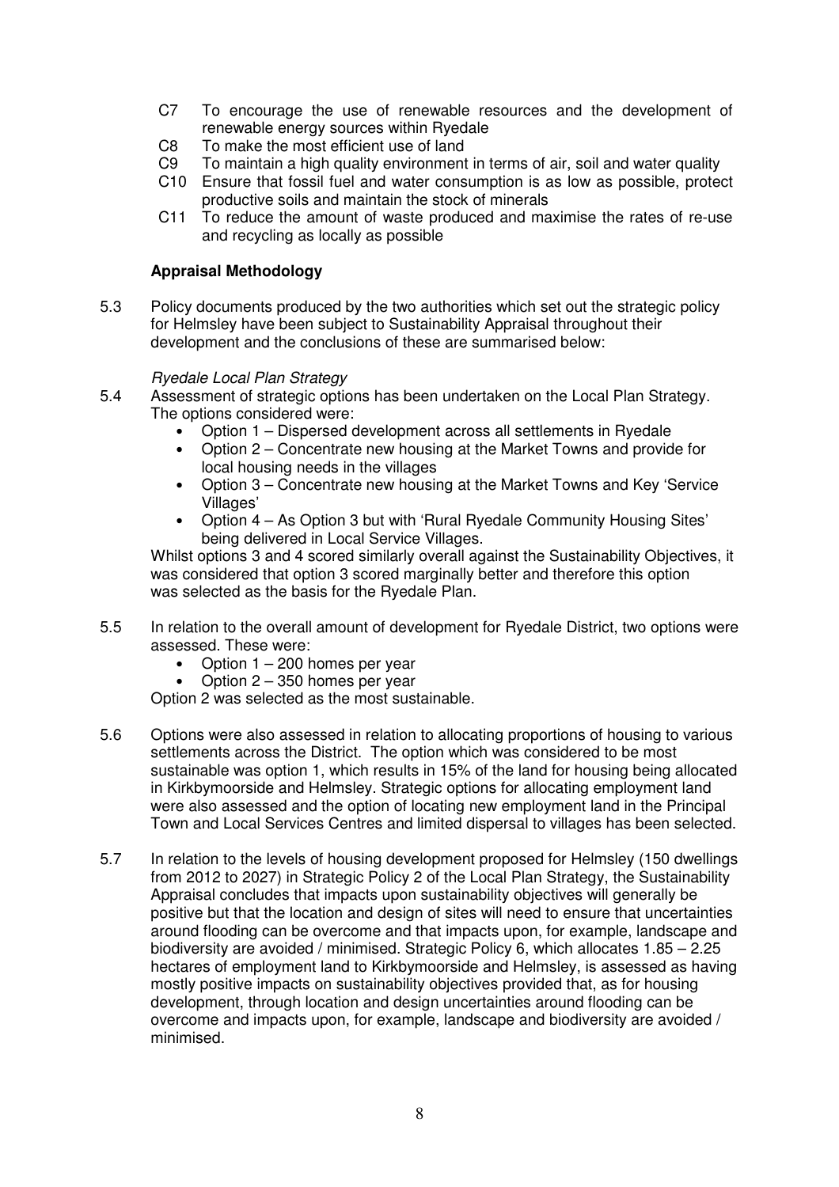- C7 To encourage the use of renewable resources and the development of renewable energy sources within Ryedale
- C8 To make the most efficient use of land
- C9 To maintain a high quality environment in terms of air, soil and water quality
- C10 Ensure that fossil fuel and water consumption is as low as possible, protect productive soils and maintain the stock of minerals
- C11 To reduce the amount of waste produced and maximise the rates of re-use and recycling as locally as possible

**Appraisal Methodology**

5.3 Policy documents produced by the two authorities which set out the strategic policy for Helmsley have been subject to Sustainability Appraisal throughout their development and the conclusions of these are summarised below:

*Ryedale Local Plan Strategy*

5.4 Assessment of strategic options has been undertaken on the Local Plan Strategy. The options considered were:

- Option 1 – Dispersed development across all settlements in Ryedale
- Option 2 – Concentrate new housing at the Market Towns and provide for local housing needs in the villages
- Option 3 – Concentrate new housing at the Market Towns and Key 'Service Villages'
- Option 4 – As Option 3 but with 'Rural Ryedale Community Housing Sites' being delivered in Local Service Villages.

Whilst options 3 and 4 scored similarly overall against the Sustainability Objectives, it was considered that option 3 scored marginally better and therefore this option was selected as the basis for the Ryedale Plan.

5.5 In relation to the overall amount of development for Ryedale District, two options were assessed. These were:

- Option 1 – 200 homes per year
- Option 2 – 350 homes per year

Option 2 was selected as the most sustainable.

5.6 Options were also assessed in relation to allocating proportions of housing to various settlements across the District. The option which was considered to be most sustainable was option 1, which results in 15% of the land for housing being allocated in Kirkbymoorside and Helmsley. Strategic options for allocating employment land were also assessed and the option of locating new employment land in the Principal Town and Local Services Centres and limited dispersal to villages has been selected.

5.7 In relation to the levels of housing development proposed for Helmsley (150 dwellings from 2012 to 2027) in Strategic Policy 2 of the Local Plan Strategy, the Sustainability Appraisal concludes that impacts upon sustainability objectives will generally be positive but that the location and design of sites will need to ensure that uncertainties around flooding can be overcome and that impacts upon, for example, landscape and biodiversity are avoided / minimised. Strategic Policy 6, which allocates 1.85 – 2.25 hectares of employment land to Kirkbymoorside and Helmsley, is assessed as having mostly positive impacts on sustainability objectives provided that, as for housing development, through location and design uncertainties around flooding can be overcome and impacts upon, for example, landscape and biodiversity are avoided / minimised.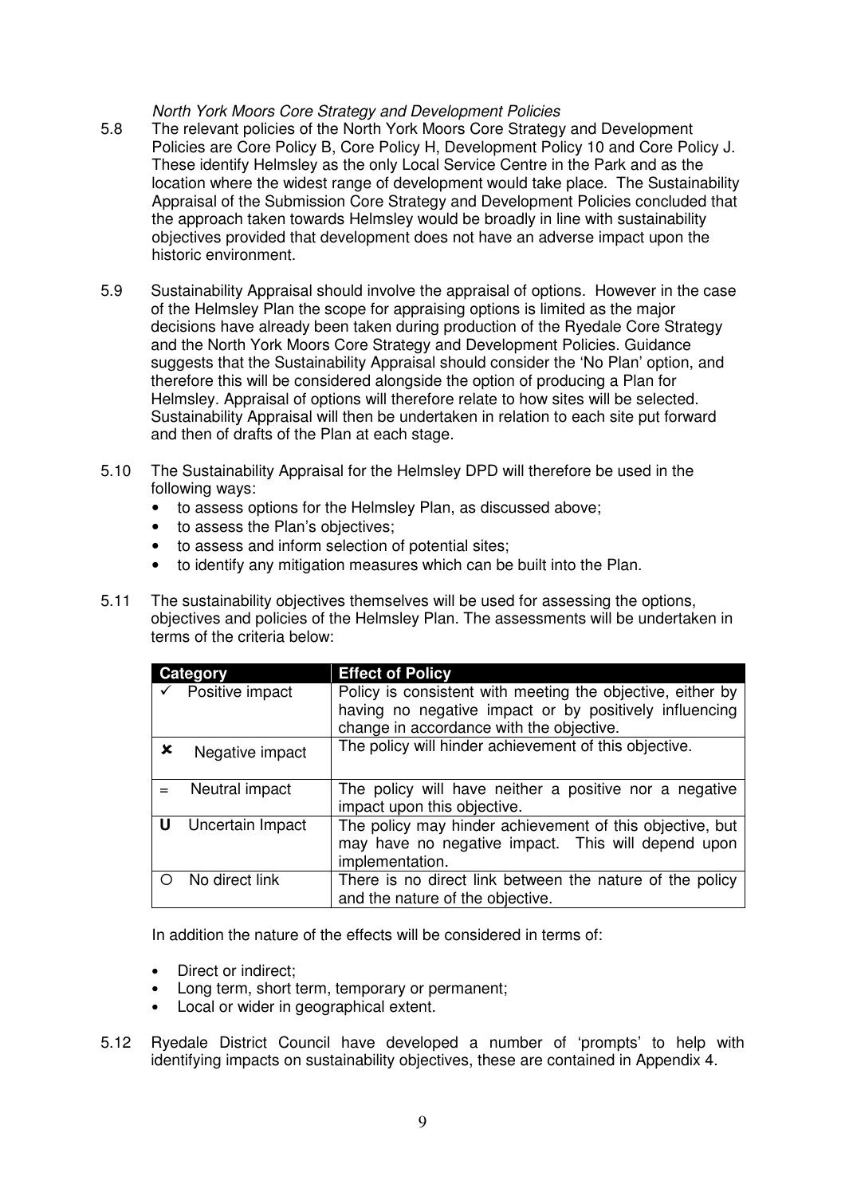*North York Moors Core Strategy and Development Policies*

5.8 The relevant policies of the North York Moors Core Strategy and Development Policies are Core Policy B, Core Policy H, Development Policy 10 and Core Policy J. These identify Helmsley as the only Local Service Centre in the Park and as the location where the widest range of development would take place. The Sustainability Appraisal of the Submission Core Strategy and Development Policies concluded that the approach taken towards Helmsley would be broadly in line with sustainability objectives provided that development does not have an adverse impact upon the historic environment.

5.9 Sustainability Appraisal should involve the appraisal of options. However in the case of the Helmsley Plan the scope for appraising options is limited as the major decisions have already been taken during production of the Ryedale Core Strategy and the North York Moors Core Strategy and Development Policies. Guidance suggests that the Sustainability Appraisal should consider the 'No Plan' option, and therefore this will be considered alongside the option of producing a Plan for Helmsley. Appraisal of options will therefore relate to how sites will be selected. Sustainability Appraisal will then be undertaken in relation to each site put forward and then of drafts of the Plan at each stage.

5.10 The Sustainability Appraisal for the Helmsley DPD will therefore be used in the following ways:

- to assess options for the Helmsley Plan, as discussed above;
- to assess the Plan's objectives;
- to assess and inform selection of potential sites;
- to identify any mitigation measures which can be built into the Plan.

5.11 The sustainability objectives themselves will be used for assessing the options, objectives and policies of the Helmsley Plan. The assessments will be undertaken in terms of the criteria below:

| Category | Effect of Policy |
|---|---|
| ✓ Positive impact | Policy is consistent with meeting the objective, either by having no negative impact or by positively influencing change in accordance with the objective. |
| ✘ Negative impact | The policy will hinder achievement of this objective. |
| = Neutral impact | The policy will have neither a positive nor a negative impact upon this objective. |
| U Uncertain Impact | The policy may hinder achievement of this objective, but may have no negative impact. This will depend upon implementation. |
| ○ No direct link | There is no direct link between the nature of the policy and the nature of the objective. |

In addition the nature of the effects will be considered in terms of:

- Direct or indirect;
- Long term, short term, temporary or permanent;
- Local or wider in geographical extent.

5.12 Ryedale District Council have developed a number of 'prompts' to help with identifying impacts on sustainability objectives, these are contained in Appendix 4.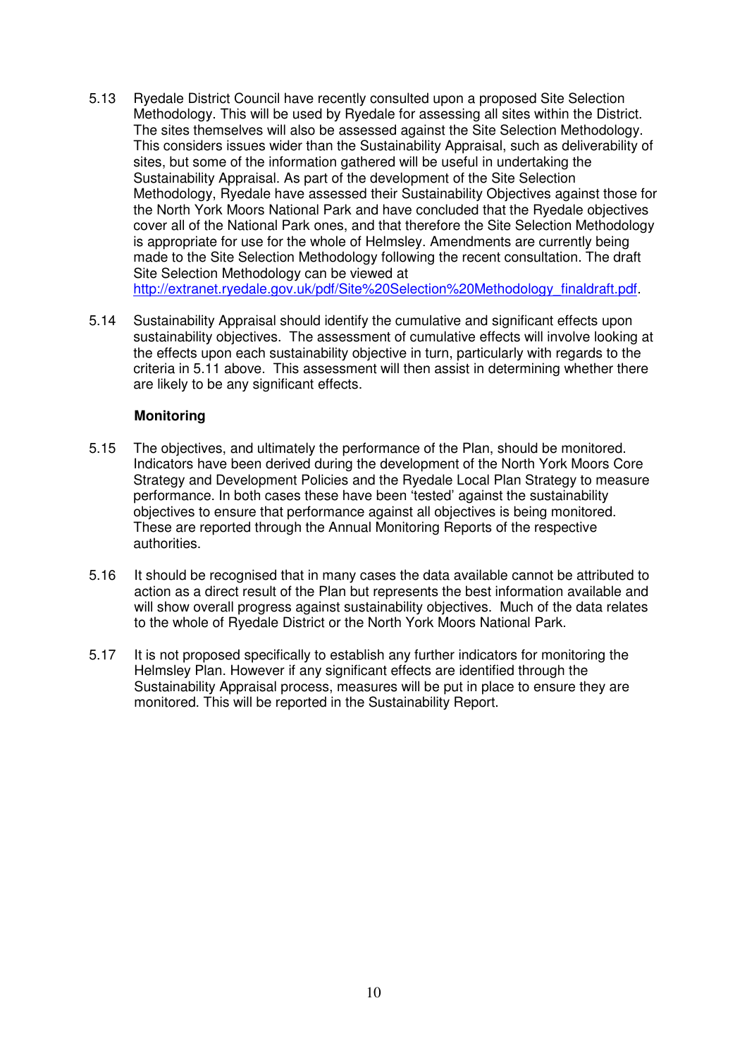5.13 Ryedale District Council have recently consulted upon a proposed Site Selection Methodology. This will be used by Ryedale for assessing all sites within the District. The sites themselves will also be assessed against the Site Selection Methodology. This considers issues wider than the Sustainability Appraisal, such as deliverability of sites, but some of the information gathered will be useful in undertaking the Sustainability Appraisal. As part of the development of the Site Selection Methodology, Ryedale have assessed their Sustainability Objectives against those for the North York Moors National Park and have concluded that the Ryedale objectives cover all of the National Park ones, and that therefore the Site Selection Methodology is appropriate for use for the whole of Helmsley. Amendments are currently being made to the Site Selection Methodology following the recent consultation. The draft Site Selection Methodology can be viewed at http://extranet.ryedale.gov.uk/pdf/Site%20Selection%20Methodology_finaldraft.pdf.

5.14 Sustainability Appraisal should identify the cumulative and significant effects upon sustainability objectives. The assessment of cumulative effects will involve looking at the effects upon each sustainability objective in turn, particularly with regards to the criteria in 5.11 above. This assessment will then assist in determining whether there are likely to be any significant effects.

**Monitoring**

5.15 The objectives, and ultimately the performance of the Plan, should be monitored. Indicators have been derived during the development of the North York Moors Core Strategy and Development Policies and the Ryedale Local Plan Strategy to measure performance. In both cases these have been 'tested' against the sustainability objectives to ensure that performance against all objectives is being monitored. These are reported through the Annual Monitoring Reports of the respective authorities.

5.16 It should be recognised that in many cases the data available cannot be attributed to action as a direct result of the Plan but represents the best information available and will show overall progress against sustainability objectives. Much of the data relates to the whole of Ryedale District or the North York Moors National Park.

5.17 It is not proposed specifically to establish any further indicators for monitoring the Helmsley Plan. However if any significant effects are identified through the Sustainability Appraisal process, measures will be put in place to ensure they are monitored. This will be reported in the Sustainability Report.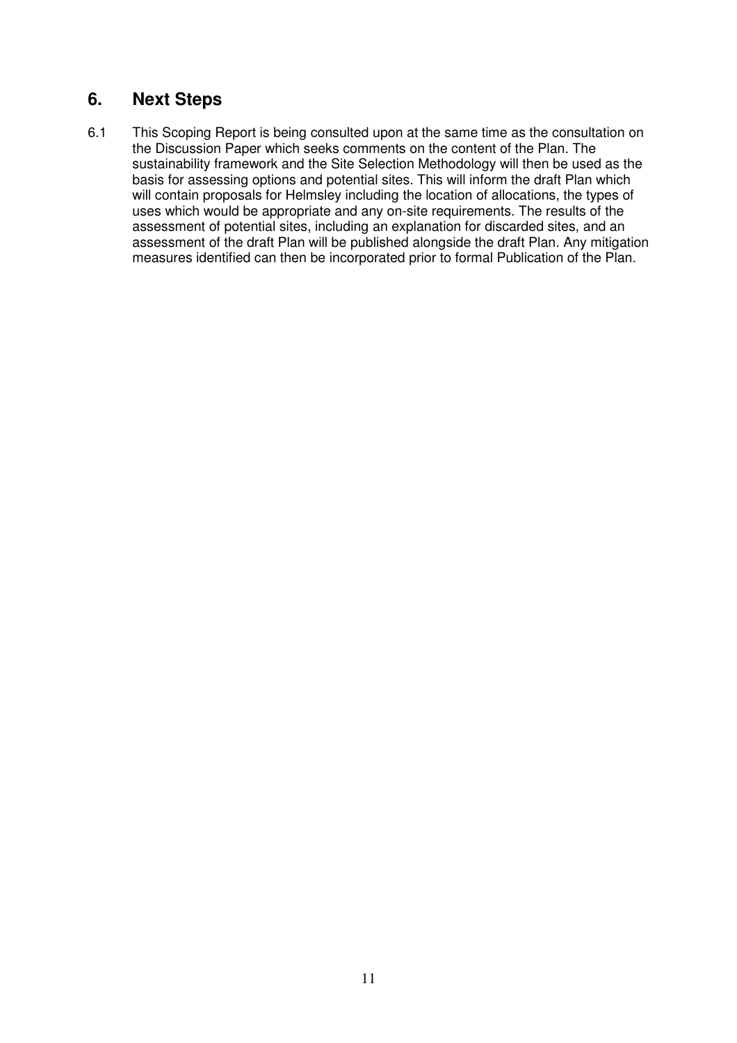## 6. Next Steps

6.1 This Scoping Report is being consulted upon at the same time as the consultation on the Discussion Paper which seeks comments on the content of the Plan. The sustainability framework and the Site Selection Methodology will then be used as the basis for assessing options and potential sites. This will inform the draft Plan which will contain proposals for Helmsley including the location of allocations, the types of uses which would be appropriate and any on-site requirements. The results of the assessment of potential sites, including an explanation for discarded sites, and an assessment of the draft Plan will be published alongside the draft Plan. Any mitigation measures identified can then be incorporated prior to formal Publication of the Plan.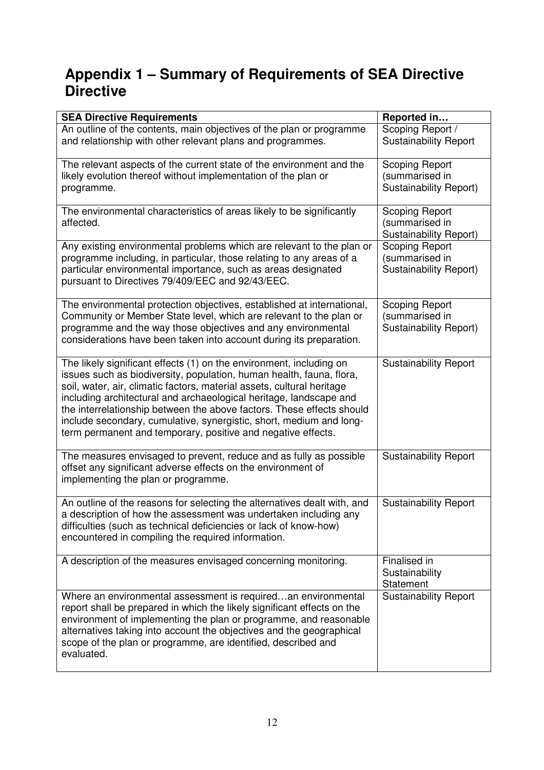# Appendix 1 – Summary of Requirements of SEA Directive Directive

| SEA Directive Requirements | Reported in… |
|---|---|
| An outline of the contents, main objectives of the plan or programme and relationship with other relevant plans and programmes. | Scoping Report / Sustainability Report |
| The relevant aspects of the current state of the environment and the likely evolution thereof without implementation of the plan or programme. | Scoping Report (summarised in Sustainability Report) |
| The environmental characteristics of areas likely to be significantly affected. | Scoping Report (summarised in Sustainability Report) |
| Any existing environmental problems which are relevant to the plan or programme including, in particular, those relating to any areas of a particular environmental importance, such as areas designated pursuant to Directives 79/409/EEC and 92/43/EEC. | Scoping Report (summarised in Sustainability Report) |
| The environmental protection objectives, established at international, Community or Member State level, which are relevant to the plan or programme and the way those objectives and any environmental considerations have been taken into account during its preparation. | Scoping Report (summarised in Sustainability Report) |
| The likely significant effects (1) on the environment, including on issues such as biodiversity, population, human health, fauna, flora, soil, water, air, climatic factors, material assets, cultural heritage including architectural and archaeological heritage, landscape and the interrelationship between the above factors. These effects should include secondary, cumulative, synergistic, short, medium and long-term permanent and temporary, positive and negative effects. | Sustainability Report |
| The measures envisaged to prevent, reduce and as fully as possible offset any significant adverse effects on the environment of implementing the plan or programme. | Sustainability Report |
| An outline of the reasons for selecting the alternatives dealt with, and a description of how the assessment was undertaken including any difficulties (such as technical deficiencies or lack of know-how) encountered in compiling the required information. | Sustainability Report |
| A description of the measures envisaged concerning monitoring. | Finalised in Sustainability Statement |
| Where an environmental assessment is required…an environmental report shall be prepared in which the likely significant effects on the environment of implementing the plan or programme, and reasonable alternatives taking into account the objectives and the geographical scope of the plan or programme, are identified, described and evaluated. | Sustainability Report |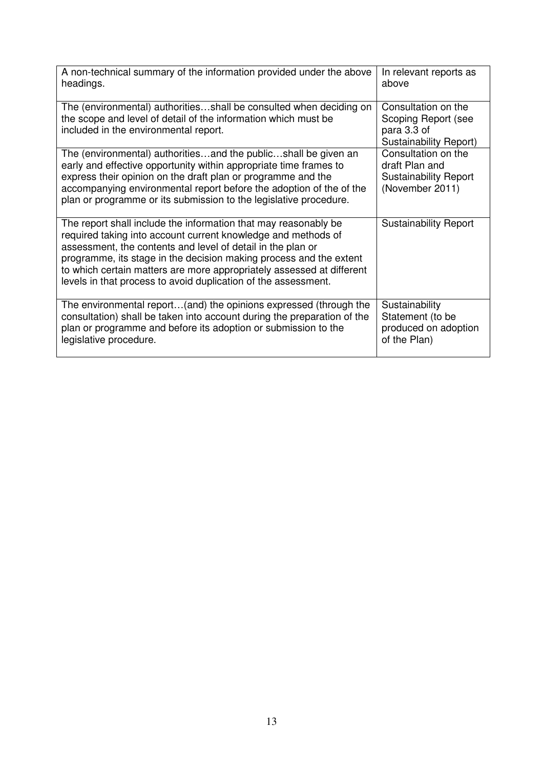| | |
|---|---|
| A non-technical summary of the information provided under the above headings. | In relevant reports as above |
| The (environmental) authorities…shall be consulted when deciding on the scope and level of detail of the information which must be included in the environmental report. | Consultation on the Scoping Report (see para 3.3 of Sustainability Report) |
| The (environmental) authorities…and the public…shall be given an early and effective opportunity within appropriate time frames to express their opinion on the draft plan or programme and the accompanying environmental report before the adoption of the of the plan or programme or its submission to the legislative procedure. | Consultation on the draft Plan and Sustainability Report (November 2011) |
| The report shall include the information that may reasonably be required taking into account current knowledge and methods of assessment, the contents and level of detail in the plan or programme, its stage in the decision making process and the extent to which certain matters are more appropriately assessed at different levels in that process to avoid duplication of the assessment. | Sustainability Report |
| The environmental report…(and) the opinions expressed (through the consultation) shall be taken into account during the preparation of the plan or programme and before its adoption or submission to the legislative procedure. | Sustainability Statement (to be produced on adoption of the Plan) |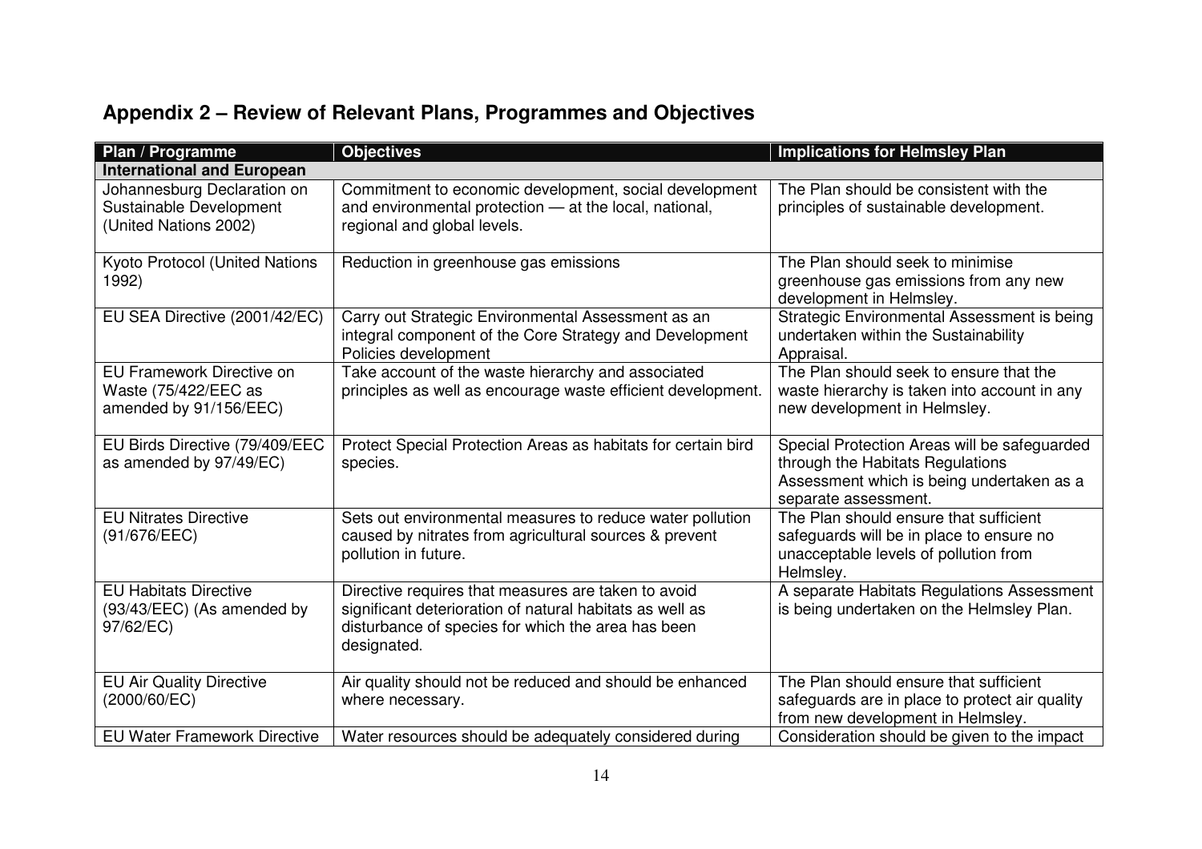## Appendix 2 – Review of Relevant Plans, Programmes and Objectives

| Plan / Programme | Objectives | Implications for Helmsley Plan |
|---|---|---|
| **International and European** | | |
| Johannesburg Declaration on Sustainable Development (United Nations 2002) | Commitment to economic development, social development and environmental protection — at the local, national, regional and global levels. | The Plan should be consistent with the principles of sustainable development. |
| Kyoto Protocol (United Nations 1992) | Reduction in greenhouse gas emissions | The Plan should seek to minimise greenhouse gas emissions from any new development in Helmsley. |
| EU SEA Directive (2001/42/EC) | Carry out Strategic Environmental Assessment as an integral component of the Core Strategy and Development Policies development | Strategic Environmental Assessment is being undertaken within the Sustainability Appraisal. |
| EU Framework Directive on Waste (75/422/EEC as amended by 91/156/EEC) | Take account of the waste hierarchy and associated principles as well as encourage waste efficient development. | The Plan should seek to ensure that the waste hierarchy is taken into account in any new development in Helmsley. |
| EU Birds Directive (79/409/EEC as amended by 97/49/EC) | Protect Special Protection Areas as habitats for certain bird species. | Special Protection Areas will be safeguarded through the Habitats Regulations Assessment which is being undertaken as a separate assessment. |
| EU Nitrates Directive (91/676/EEC) | Sets out environmental measures to reduce water pollution caused by nitrates from agricultural sources & prevent pollution in future. | The Plan should ensure that sufficient safeguards will be in place to ensure no unacceptable levels of pollution from Helmsley. |
| EU Habitats Directive (93/43/EEC) (As amended by 97/62/EC) | Directive requires that measures are taken to avoid significant deterioration of natural habitats as well as disturbance of species for which the area has been designated. | A separate Habitats Regulations Assessment is being undertaken on the Helmsley Plan. |
| EU Air Quality Directive (2000/60/EC) | Air quality should not be reduced and should be enhanced where necessary. | The Plan should ensure that sufficient safeguards are in place to protect air quality from new development in Helmsley. |
| EU Water Framework Directive | Water resources should be adequately considered during | Consideration should be given to the impact |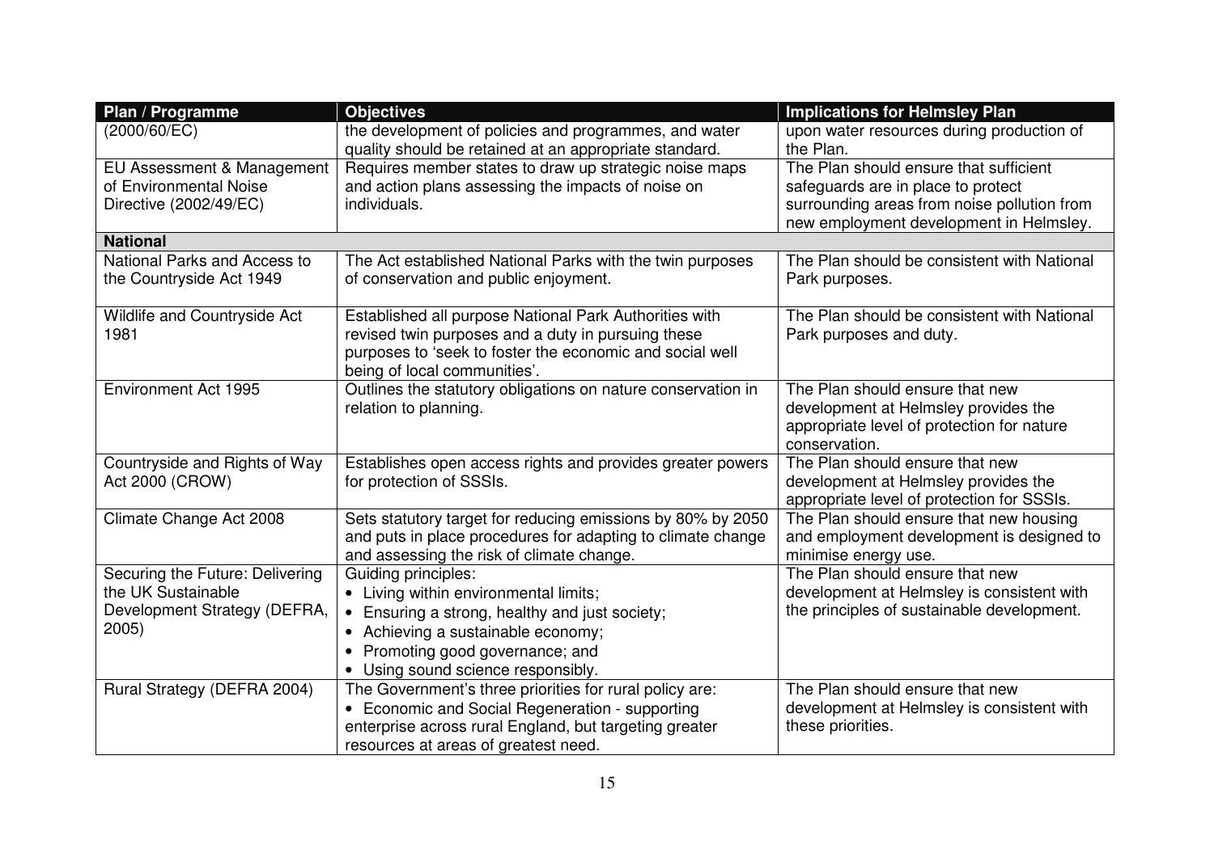| Plan / Programme | Objectives | Implications for Helmsley Plan |
|---|---|---|
| (2000/60/EC) | the development of policies and programmes, and water quality should be retained at an appropriate standard. | upon water resources during production of the Plan. |
| EU Assessment & Management of Environmental Noise Directive (2002/49/EC) | Requires member states to draw up strategic noise maps and action plans assessing the impacts of noise on individuals. | The Plan should ensure that sufficient safeguards are in place to protect surrounding areas from noise pollution from new employment development in Helmsley. |
| **National** | | |
| National Parks and Access to the Countryside Act 1949 | The Act established National Parks with the twin purposes of conservation and public enjoyment. | The Plan should be consistent with National Park purposes. |
| Wildlife and Countryside Act 1981 | Established all purpose National Park Authorities with revised twin purposes and a duty in pursuing these purposes to 'seek to foster the economic and social well being of local communities'. | The Plan should be consistent with National Park purposes and duty. |
| Environment Act 1995 | Outlines the statutory obligations on nature conservation in relation to planning. | The Plan should ensure that new development at Helmsley provides the appropriate level of protection for nature conservation. |
| Countryside and Rights of Way Act 2000 (CROW) | Establishes open access rights and provides greater powers for protection of SSSIs. | The Plan should ensure that new development at Helmsley provides the appropriate level of protection for SSSIs. |
| Climate Change Act 2008 | Sets statutory target for reducing emissions by 80% by 2050 and puts in place procedures for adapting to climate change and assessing the risk of climate change. | The Plan should ensure that new housing and employment development is designed to minimise energy use. |
| Securing the Future: Delivering the UK Sustainable Development Strategy (DEFRA, 2005) | Guiding principles:<br>• Living within environmental limits;<br>• Ensuring a strong, healthy and just society;<br>• Achieving a sustainable economy;<br>• Promoting good governance; and<br>• Using sound science responsibly. | The Plan should ensure that new development at Helmsley is consistent with the principles of sustainable development. |
| Rural Strategy (DEFRA 2004) | The Government's three priorities for rural policy are:<br>• Economic and Social Regeneration - supporting enterprise across rural England, but targeting greater resources at areas of greatest need. | The Plan should ensure that new development at Helmsley is consistent with these priorities. |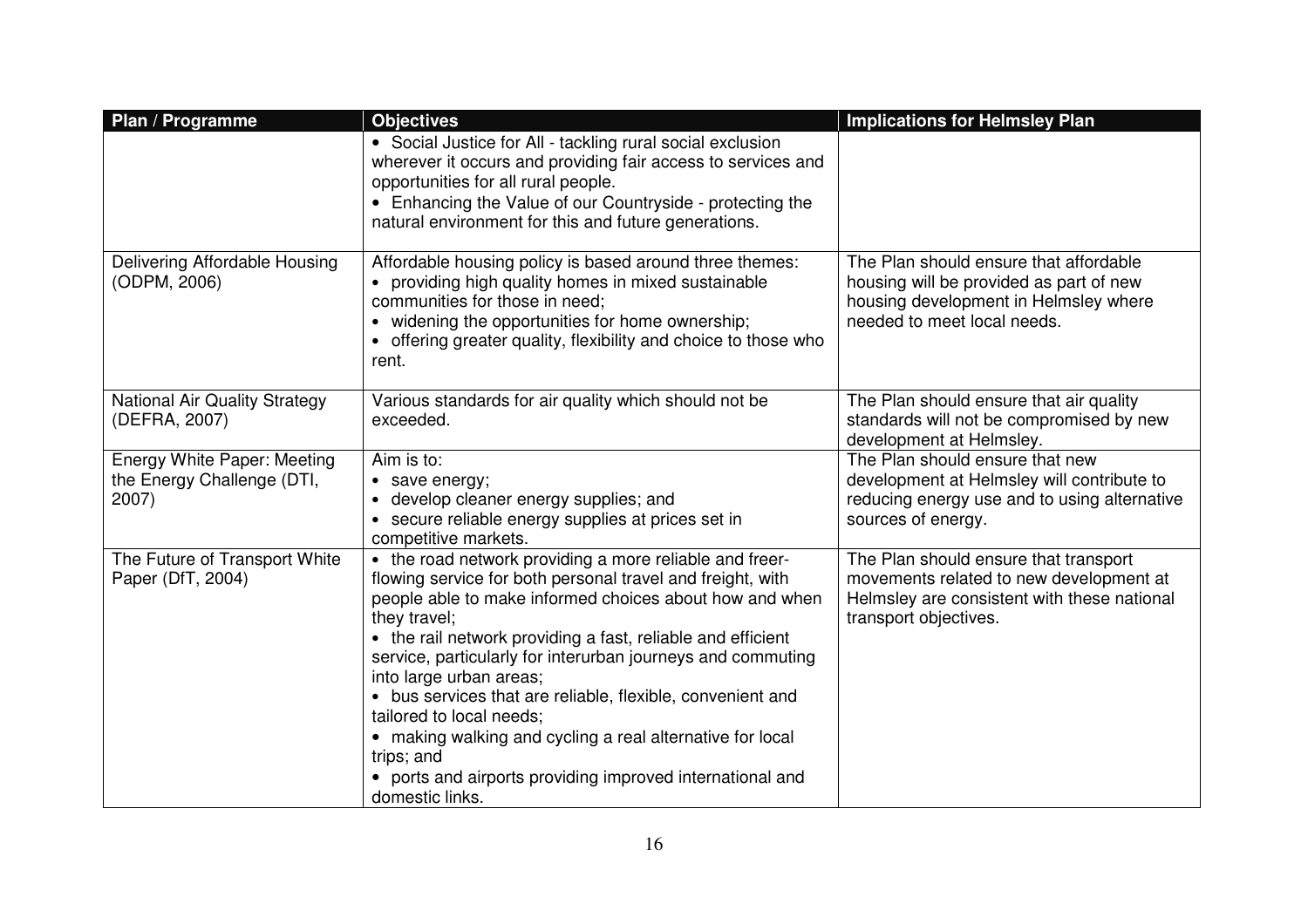| Plan / Programme | Objectives | Implications for Helmsley Plan |
|---|---|---|
| | • Social Justice for All - tackling rural social exclusion wherever it occurs and providing fair access to services and opportunities for all rural people.<br>• Enhancing the Value of our Countryside - protecting the natural environment for this and future generations. | |
| Delivering Affordable Housing (ODPM, 2006) | Affordable housing policy is based around three themes:<br>• providing high quality homes in mixed sustainable communities for those in need;<br>• widening the opportunities for home ownership;<br>• offering greater quality, flexibility and choice to those who rent. | The Plan should ensure that affordable housing will be provided as part of new housing development in Helmsley where needed to meet local needs. |
| National Air Quality Strategy (DEFRA, 2007) | Various standards for air quality which should not be exceeded. | The Plan should ensure that air quality standards will not be compromised by new development at Helmsley. |
| Energy White Paper: Meeting the Energy Challenge (DTI, 2007) | Aim is to:<br>• save energy;<br>• develop cleaner energy supplies; and<br>• secure reliable energy supplies at prices set in competitive markets. | The Plan should ensure that new development at Helmsley will contribute to reducing energy use and to using alternative sources of energy. |
| The Future of Transport White Paper (DfT, 2004) | • the road network providing a more reliable and freer-flowing service for both personal travel and freight, with people able to make informed choices about how and when they travel;<br>• the rail network providing a fast, reliable and efficient service, particularly for interurban journeys and commuting into large urban areas;<br>• bus services that are reliable, flexible, convenient and tailored to local needs;<br>• making walking and cycling a real alternative for local trips; and<br>• ports and airports providing improved international and domestic links. | The Plan should ensure that transport movements related to new development at Helmsley are consistent with these national transport objectives. |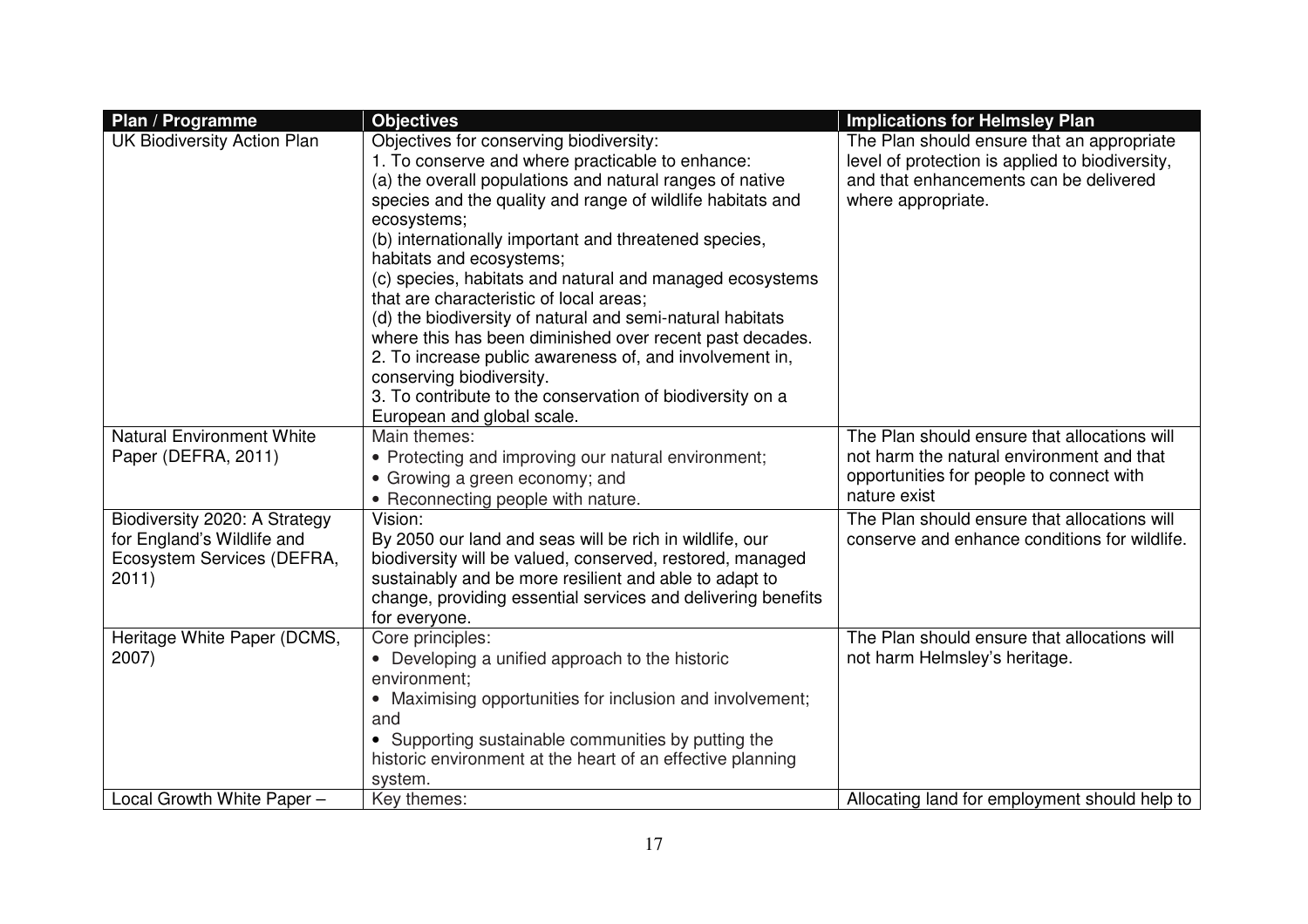| Plan / Programme | Objectives | Implications for Helmsley Plan |
|---|---|---|
| UK Biodiversity Action Plan | Objectives for conserving biodiversity:<br>1. To conserve and where practicable to enhance:<br>(a) the overall populations and natural ranges of native species and the quality and range of wildlife habitats and ecosystems;<br>(b) internationally important and threatened species, habitats and ecosystems;<br>(c) species, habitats and natural and managed ecosystems that are characteristic of local areas;<br>(d) the biodiversity of natural and semi-natural habitats where this has been diminished over recent past decades.<br>2. To increase public awareness of, and involvement in, conserving biodiversity.<br>3. To contribute to the conservation of biodiversity on a European and global scale. | The Plan should ensure that an appropriate level of protection is applied to biodiversity, and that enhancements can be delivered where appropriate. |
| Natural Environment White Paper (DEFRA, 2011) | Main themes:<br>• Protecting and improving our natural environment;<br>• Growing a green economy; and<br>• Reconnecting people with nature. | The Plan should ensure that allocations will not harm the natural environment and that opportunities for people to connect with nature exist |
| Biodiversity 2020: A Strategy for England's Wildlife and Ecosystem Services (DEFRA, 2011) | Vision:<br>By 2050 our land and seas will be rich in wildlife, our biodiversity will be valued, conserved, restored, managed sustainably and be more resilient and able to adapt to change, providing essential services and delivering benefits for everyone. | The Plan should ensure that allocations will conserve and enhance conditions for wildlife. |
| Heritage White Paper (DCMS, 2007) | Core principles:<br>• Developing a unified approach to the historic environment;<br>• Maximising opportunities for inclusion and involvement; and<br>• Supporting sustainable communities by putting the historic environment at the heart of an effective planning system. | The Plan should ensure that allocations will not harm Helmsley's heritage. |
| Local Growth White Paper – | Key themes: | Allocating land for employment should help to |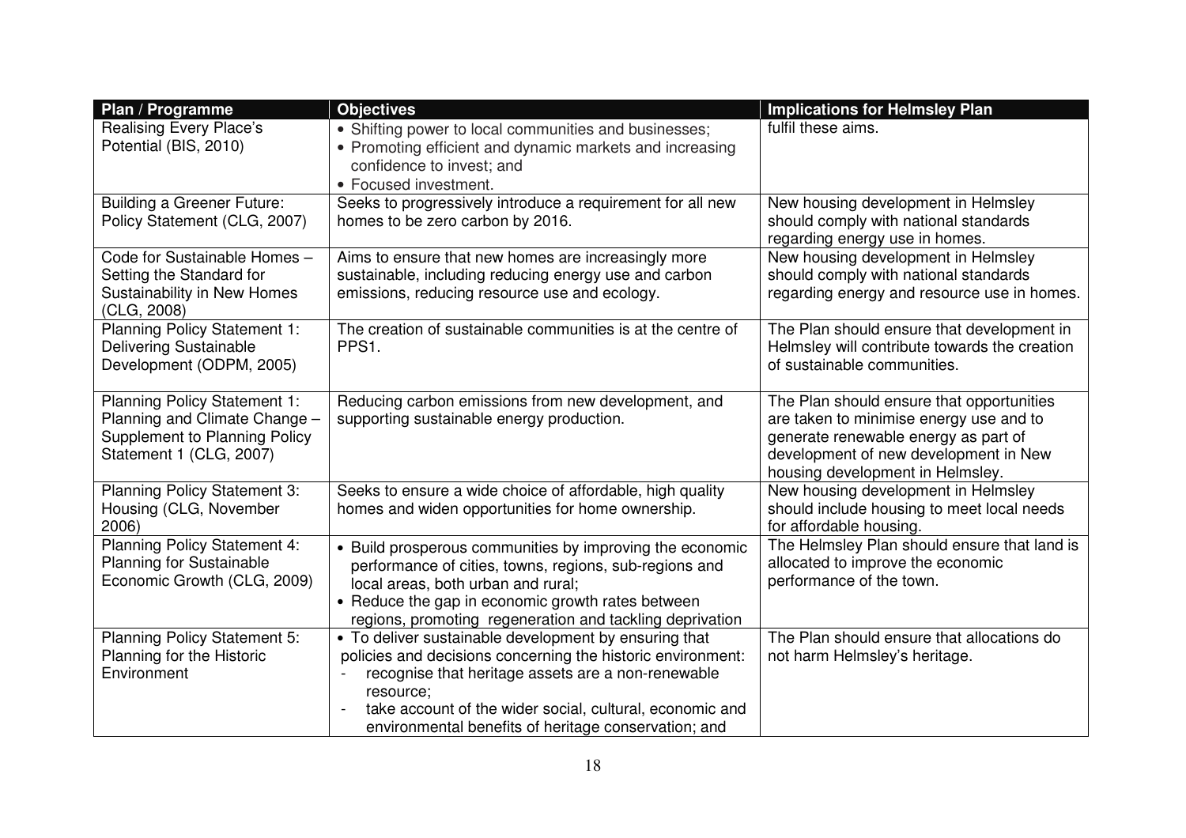| Plan / Programme | Objectives | Implications for Helmsley Plan |
|---|---|---|
| Realising Every Place's Potential (BIS, 2010) | • Shifting power to local communities and businesses;<br>• Promoting efficient and dynamic markets and increasing confidence to invest; and<br>• Focused investment. | fulfil these aims. |
| Building a Greener Future: Policy Statement (CLG, 2007) | Seeks to progressively introduce a requirement for all new homes to be zero carbon by 2016. | New housing development in Helmsley should comply with national standards regarding energy use in homes. |
| Code for Sustainable Homes – Setting the Standard for Sustainability in New Homes (CLG, 2008) | Aims to ensure that new homes are increasingly more sustainable, including reducing energy use and carbon emissions, reducing resource use and ecology. | New housing development in Helmsley should comply with national standards regarding energy and resource use in homes. |
| Planning Policy Statement 1: Delivering Sustainable Development (ODPM, 2005) | The creation of sustainable communities is at the centre of PPS1. | The Plan should ensure that development in Helmsley will contribute towards the creation of sustainable communities. |
| Planning Policy Statement 1: Planning and Climate Change – Supplement to Planning Policy Statement 1 (CLG, 2007) | Reducing carbon emissions from new development, and supporting sustainable energy production. | The Plan should ensure that opportunities are taken to minimise energy use and to generate renewable energy as part of development of new development in New housing development in Helmsley. |
| Planning Policy Statement 3: Housing (CLG, November 2006) | Seeks to ensure a wide choice of affordable, high quality homes and widen opportunities for home ownership. | New housing development in Helmsley should include housing to meet local needs for affordable housing. |
| Planning Policy Statement 4: Planning for Sustainable Economic Growth (CLG, 2009) | • Build prosperous communities by improving the economic performance of cities, towns, regions, sub-regions and local areas, both urban and rural;<br>• Reduce the gap in economic growth rates between regions, promoting regeneration and tackling deprivation | The Helmsley Plan should ensure that land is allocated to improve the economic performance of the town. |
| Planning Policy Statement 5: Planning for the Historic Environment | • To deliver sustainable development by ensuring that policies and decisions concerning the historic environment:<br>- recognise that heritage assets are a non-renewable resource;<br>- take account of the wider social, cultural, economic and environmental benefits of heritage conservation; and | The Plan should ensure that allocations do not harm Helmsley's heritage. |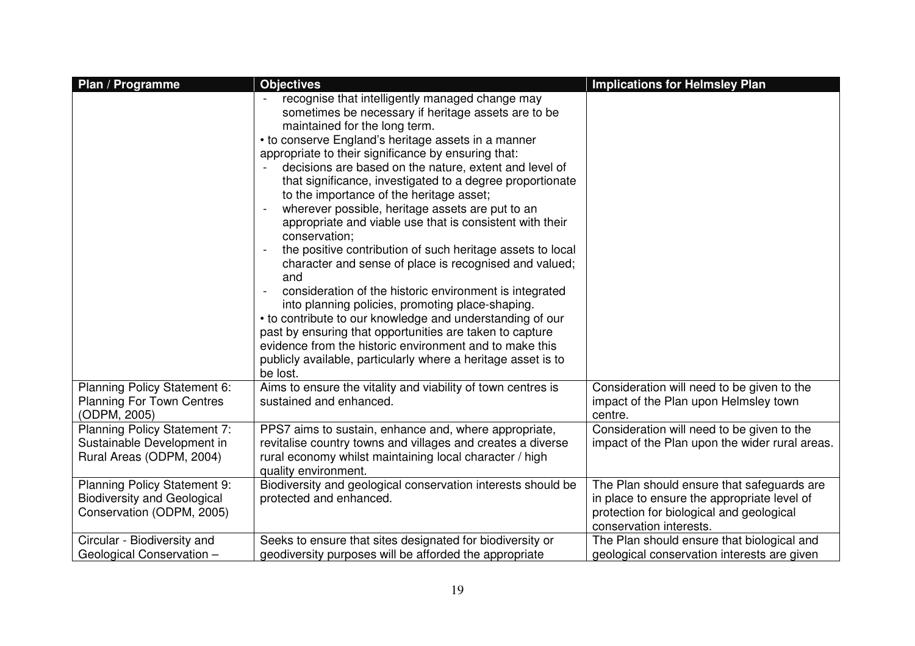| Plan / Programme | Objectives | Implications for Helmsley Plan |
|---|---|---|
| | - recognise that intelligently managed change may sometimes be necessary if heritage assets are to be maintained for the long term.<br>• to conserve England's heritage assets in a manner appropriate to their significance by ensuring that:<br>- decisions are based on the nature, extent and level of that significance, investigated to a degree proportionate to the importance of the heritage asset;<br>- wherever possible, heritage assets are put to an appropriate and viable use that is consistent with their conservation;<br>- the positive contribution of such heritage assets to local character and sense of place is recognised and valued; and<br>- consideration of the historic environment is integrated into planning policies, promoting place-shaping.<br>• to contribute to our knowledge and understanding of our past by ensuring that opportunities are taken to capture evidence from the historic environment and to make this publicly available, particularly where a heritage asset is to be lost. | |
| Planning Policy Statement 6: Planning For Town Centres (ODPM, 2005) | Aims to ensure the vitality and viability of town centres is sustained and enhanced. | Consideration will need to be given to the impact of the Plan upon Helmsley town centre. |
| Planning Policy Statement 7: Sustainable Development in Rural Areas (ODPM, 2004) | PPS7 aims to sustain, enhance and, where appropriate, revitalise country towns and villages and creates a diverse rural economy whilst maintaining local character / high quality environment. | Consideration will need to be given to the impact of the Plan upon the wider rural areas. |
| Planning Policy Statement 9: Biodiversity and Geological Conservation (ODPM, 2005) | Biodiversity and geological conservation interests should be protected and enhanced. | The Plan should ensure that safeguards are in place to ensure the appropriate level of protection for biological and geological conservation interests. |
| Circular - Biodiversity and Geological Conservation – | Seeks to ensure that sites designated for biodiversity or geodiversity purposes will be afforded the appropriate | The Plan should ensure that biological and geological conservation interests are given |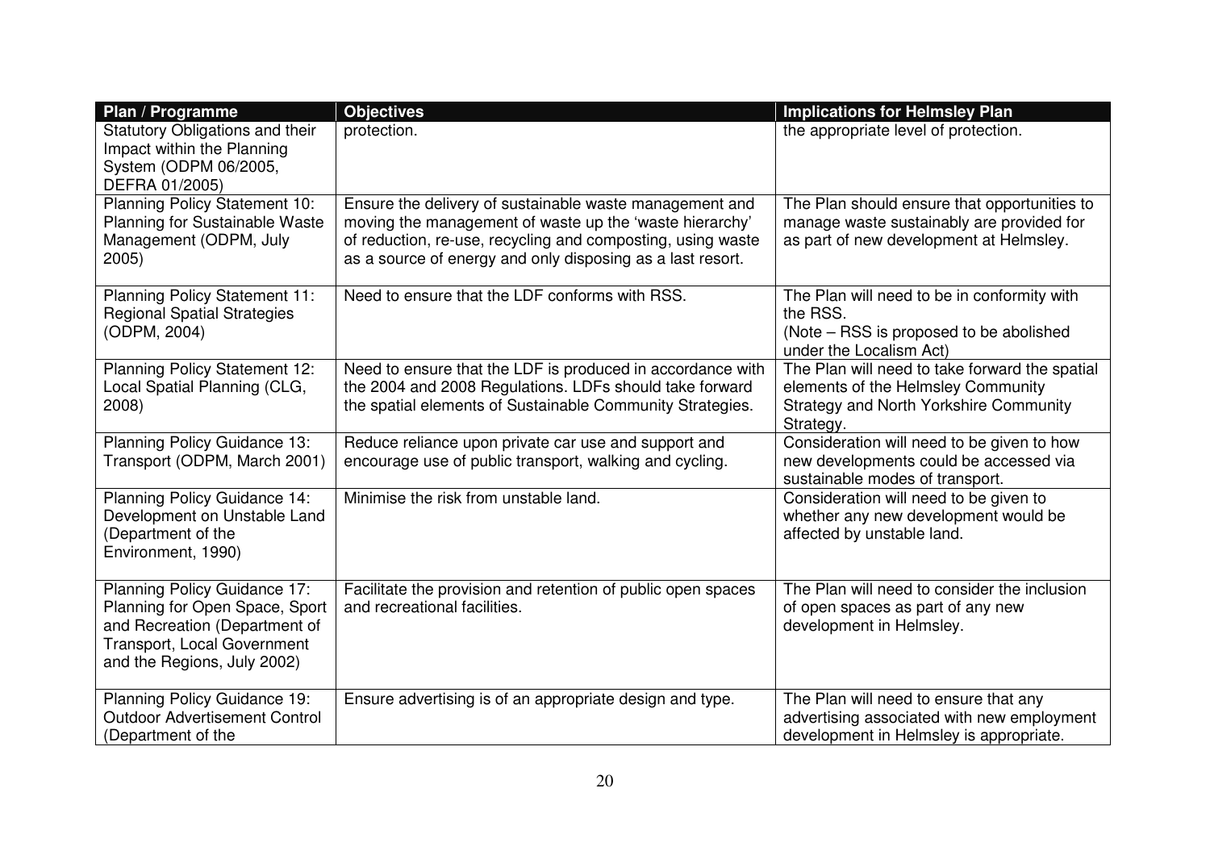| Plan / Programme | Objectives | Implications for Helmsley Plan |
|---|---|---|
| Statutory Obligations and their Impact within the Planning System (ODPM 06/2005, DEFRA 01/2005) | protection. | the appropriate level of protection. |
| Planning Policy Statement 10: Planning for Sustainable Waste Management (ODPM, July 2005) | Ensure the delivery of sustainable waste management and moving the management of waste up the 'waste hierarchy' of reduction, re-use, recycling and composting, using waste as a source of energy and only disposing as a last resort. | The Plan should ensure that opportunities to manage waste sustainably are provided for as part of new development at Helmsley. |
| Planning Policy Statement 11: Regional Spatial Strategies (ODPM, 2004) | Need to ensure that the LDF conforms with RSS. | The Plan will need to be in conformity with the RSS.<br>(Note – RSS is proposed to be abolished under the Localism Act) |
| Planning Policy Statement 12: Local Spatial Planning (CLG, 2008) | Need to ensure that the LDF is produced in accordance with the 2004 and 2008 Regulations. LDFs should take forward the spatial elements of Sustainable Community Strategies. | The Plan will need to take forward the spatial elements of the Helmsley Community Strategy and North Yorkshire Community Strategy. |
| Planning Policy Guidance 13: Transport (ODPM, March 2001) | Reduce reliance upon private car use and support and encourage use of public transport, walking and cycling. | Consideration will need to be given to how new developments could be accessed via sustainable modes of transport. |
| Planning Policy Guidance 14: Development on Unstable Land (Department of the Environment, 1990) | Minimise the risk from unstable land. | Consideration will need to be given to whether any new development would be affected by unstable land. |
| Planning Policy Guidance 17: Planning for Open Space, Sport and Recreation (Department of Transport, Local Government and the Regions, July 2002) | Facilitate the provision and retention of public open spaces and recreational facilities. | The Plan will need to consider the inclusion of open spaces as part of any new development in Helmsley. |
| Planning Policy Guidance 19: Outdoor Advertisement Control (Department of the | Ensure advertising is of an appropriate design and type. | The Plan will need to ensure that any advertising associated with new employment development in Helmsley is appropriate. |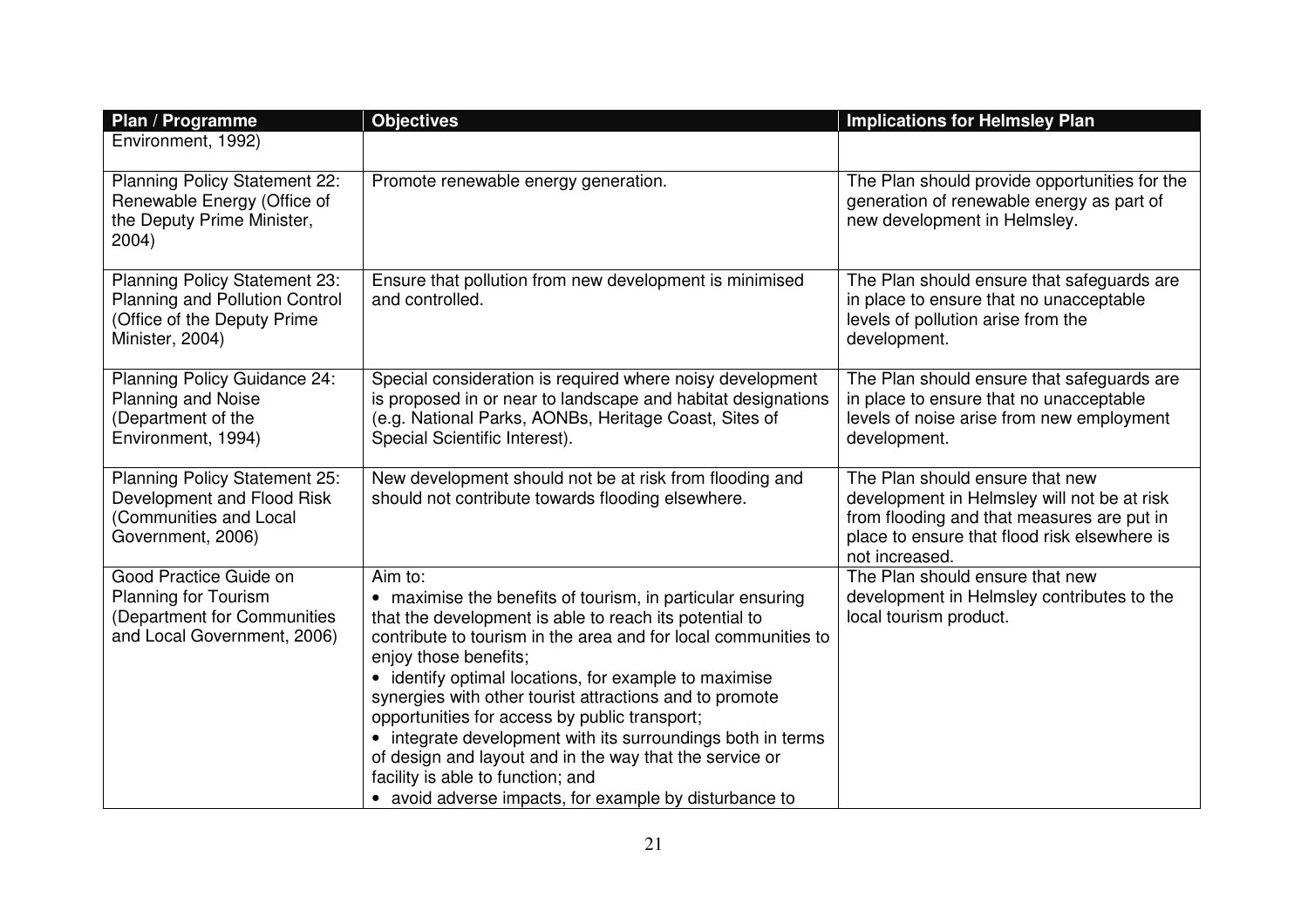| Plan / Programme | Objectives | Implications for Helmsley Plan |
|---|---|---|
| Environment, 1992) | | |
| Planning Policy Statement 22: Renewable Energy (Office of the Deputy Prime Minister, 2004) | Promote renewable energy generation. | The Plan should provide opportunities for the generation of renewable energy as part of new development in Helmsley. |
| Planning Policy Statement 23: Planning and Pollution Control (Office of the Deputy Prime Minister, 2004) | Ensure that pollution from new development is minimised and controlled. | The Plan should ensure that safeguards are in place to ensure that no unacceptable levels of pollution arise from the development. |
| Planning Policy Guidance 24: Planning and Noise (Department of the Environment, 1994) | Special consideration is required where noisy development is proposed in or near to landscape and habitat designations (e.g. National Parks, AONBs, Heritage Coast, Sites of Special Scientific Interest). | The Plan should ensure that safeguards are in place to ensure that no unacceptable levels of noise arise from new employment development. |
| Planning Policy Statement 25: Development and Flood Risk (Communities and Local Government, 2006) | New development should not be at risk from flooding and should not contribute towards flooding elsewhere. | The Plan should ensure that new development in Helmsley will not be at risk from flooding and that measures are put in place to ensure that flood risk elsewhere is not increased. |
| Good Practice Guide on Planning for Tourism (Department for Communities and Local Government, 2006) | Aim to:<br>• maximise the benefits of tourism, in particular ensuring that the development is able to reach its potential to contribute to tourism in the area and for local communities to enjoy those benefits;<br>• identify optimal locations, for example to maximise synergies with other tourist attractions and to promote opportunities for access by public transport;<br>• integrate development with its surroundings both in terms of design and layout and in the way that the service or facility is able to function; and<br>• avoid adverse impacts, for example by disturbance to | The Plan should ensure that new development in Helmsley contributes to the local tourism product. |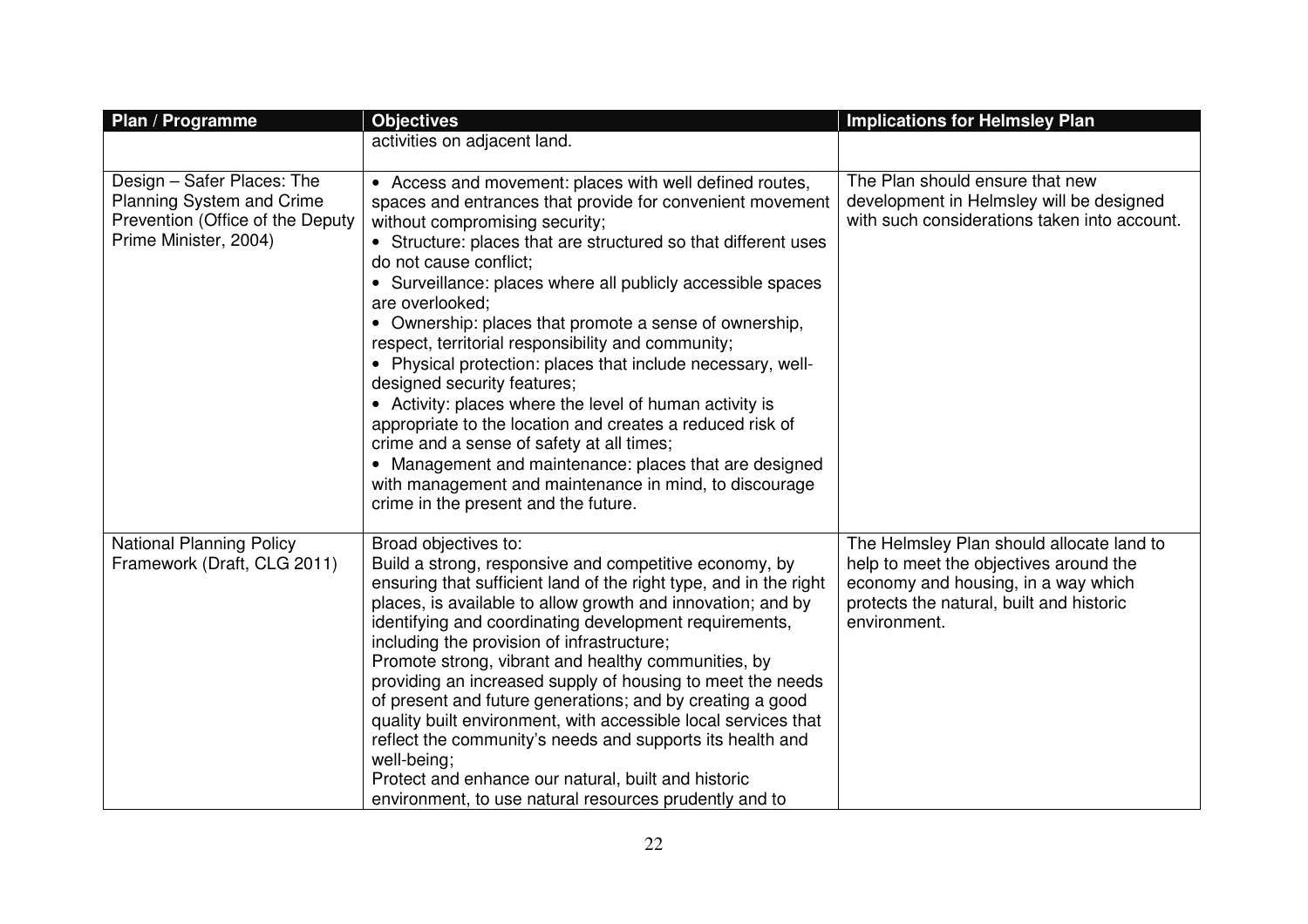| Plan / Programme | Objectives | Implications for Helmsley Plan |
|---|---|---|
| | activities on adjacent land. | |
| Design – Safer Places: The Planning System and Crime Prevention (Office of the Deputy Prime Minister, 2004) | • Access and movement: places with well defined routes, spaces and entrances that provide for convenient movement without compromising security;<br>• Structure: places that are structured so that different uses do not cause conflict;<br>• Surveillance: places where all publicly accessible spaces are overlooked;<br>• Ownership: places that promote a sense of ownership, respect, territorial responsibility and community;<br>• Physical protection: places that include necessary, well-designed security features;<br>• Activity: places where the level of human activity is appropriate to the location and creates a reduced risk of crime and a sense of safety at all times;<br>• Management and maintenance: places that are designed with management and maintenance in mind, to discourage crime in the present and the future. | The Plan should ensure that new development in Helmsley will be designed with such considerations taken into account. |
| National Planning Policy Framework (Draft, CLG 2011) | Broad objectives to:<br>Build a strong, responsive and competitive economy, by ensuring that sufficient land of the right type, and in the right places, is available to allow growth and innovation; and by identifying and coordinating development requirements, including the provision of infrastructure;<br>Promote strong, vibrant and healthy communities, by providing an increased supply of housing to meet the needs of present and future generations; and by creating a good quality built environment, with accessible local services that reflect the community's needs and supports its health and well-being;<br>Protect and enhance our natural, built and historic environment, to use natural resources prudently and to | The Helmsley Plan should allocate land to help to meet the objectives around the economy and housing, in a way which protects the natural, built and historic environment. |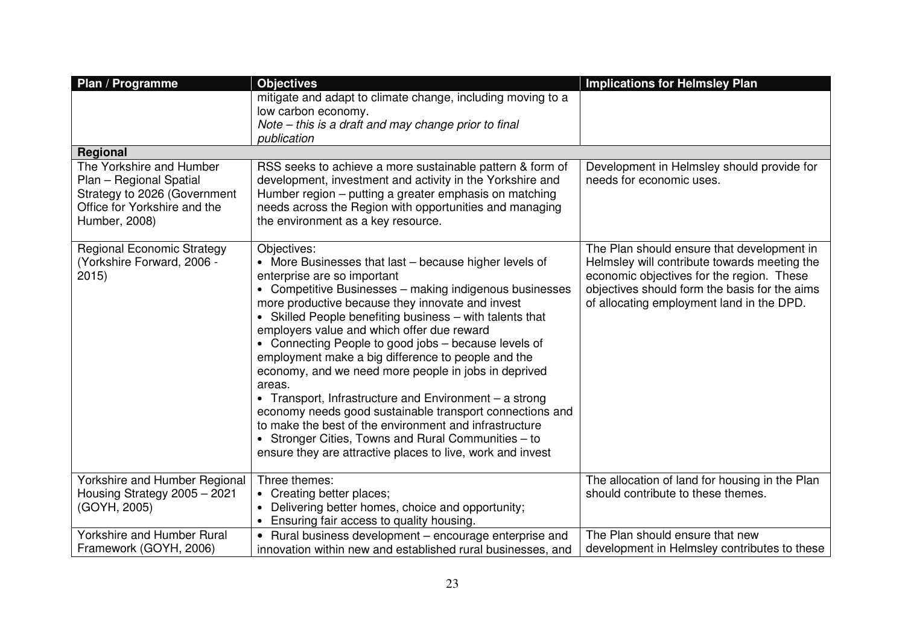| Plan / Programme | Objectives | Implications for Helmsley Plan |
|---|---|---|
| | mitigate and adapt to climate change, including moving to a low carbon economy. *Note – this is a draft and may change prior to final publication* | |
| **Regional** | | |
| The Yorkshire and Humber Plan – Regional Spatial Strategy to 2026 (Government Office for Yorkshire and the Humber, 2008) | RSS seeks to achieve a more sustainable pattern & form of development, investment and activity in the Yorkshire and Humber region – putting a greater emphasis on matching needs across the Region with opportunities and managing the environment as a key resource. | Development in Helmsley should provide for needs for economic uses. |
| Regional Economic Strategy (Yorkshire Forward, 2006 - 2015) | Objectives:<br>• More Businesses that last – because higher levels of enterprise are so important<br>• Competitive Businesses – making indigenous businesses more productive because they innovate and invest<br>• Skilled People benefiting business – with talents that employers value and which offer due reward<br>• Connecting People to good jobs – because levels of employment make a big difference to people and the economy, and we need more people in jobs in deprived areas.<br>• Transport, Infrastructure and Environment – a strong economy needs good sustainable transport connections and to make the best of the environment and infrastructure<br>• Stronger Cities, Towns and Rural Communities – to ensure they are attractive places to live, work and invest | The Plan should ensure that development in Helmsley will contribute towards meeting the economic objectives for the region. These objectives should form the basis for the aims of allocating employment land in the DPD. |
| Yorkshire and Humber Regional Housing Strategy 2005 – 2021 (GOYH, 2005) | Three themes:<br>• Creating better places;<br>• Delivering better homes, choice and opportunity;<br>• Ensuring fair access to quality housing. | The allocation of land for housing in the Plan should contribute to these themes. |
| Yorkshire and Humber Rural Framework (GOYH, 2006) | • Rural business development – encourage enterprise and innovation within new and established rural businesses, and | The Plan should ensure that new development in Helmsley contributes to these |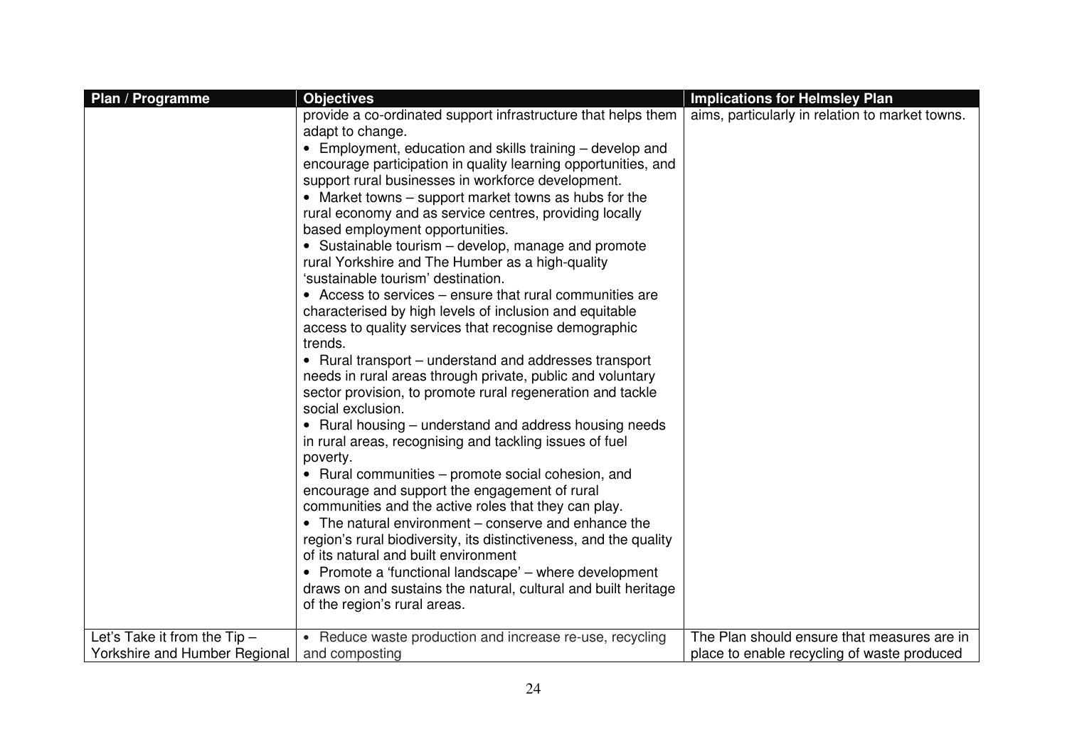| Plan / Programme | Objectives | Implications for Helmsley Plan |
|---|---|---|
| | provide a co-ordinated support infrastructure that helps them adapt to change.<br>• Employment, education and skills training – develop and encourage participation in quality learning opportunities, and support rural businesses in workforce development.<br>• Market towns – support market towns as hubs for the rural economy and as service centres, providing locally based employment opportunities.<br>• Sustainable tourism – develop, manage and promote rural Yorkshire and The Humber as a high-quality 'sustainable tourism' destination.<br>• Access to services – ensure that rural communities are characterised by high levels of inclusion and equitable access to quality services that recognise demographic trends.<br>• Rural transport – understand and addresses transport needs in rural areas through private, public and voluntary sector provision, to promote rural regeneration and tackle social exclusion.<br>• Rural housing – understand and address housing needs in rural areas, recognising and tackling issues of fuel poverty.<br>• Rural communities – promote social cohesion, and encourage and support the engagement of rural communities and the active roles that they can play.<br>• The natural environment – conserve and enhance the region's rural biodiversity, its distinctiveness, and the quality of its natural and built environment<br>• Promote a 'functional landscape' – where development draws on and sustains the natural, cultural and built heritage of the region's rural areas. | aims, particularly in relation to market towns. |
| Let's Take it from the Tip – Yorkshire and Humber Regional | • Reduce waste production and increase re-use, recycling and composting | The Plan should ensure that measures are in place to enable recycling of waste produced |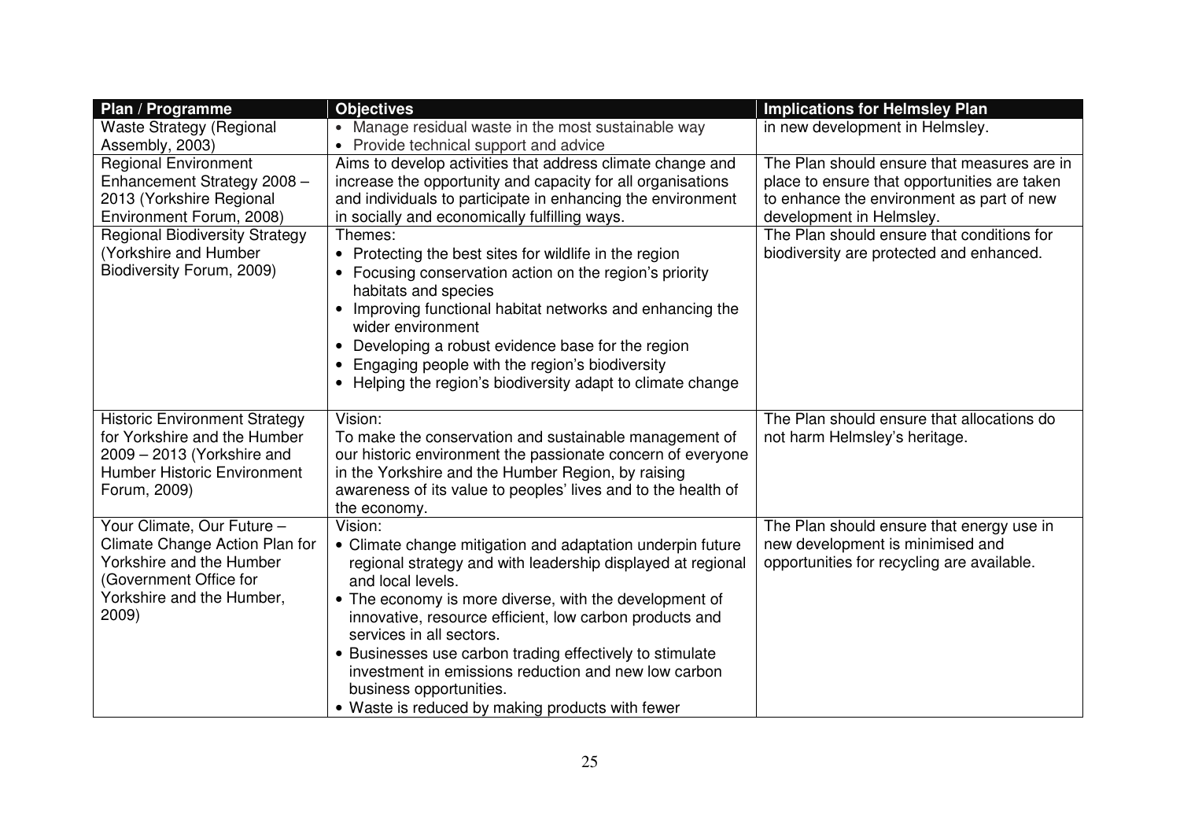| Plan / Programme | Objectives | Implications for Helmsley Plan |
|---|---|---|
| Waste Strategy (Regional Assembly, 2003) | • Manage residual waste in the most sustainable way<br>• Provide technical support and advice | in new development in Helmsley. |
| Regional Environment Enhancement Strategy 2008 – 2013 (Yorkshire Regional Environment Forum, 2008) | Aims to develop activities that address climate change and increase the opportunity and capacity for all organisations and individuals to participate in enhancing the environment in socially and economically fulfilling ways. | The Plan should ensure that measures are in place to ensure that opportunities are taken to enhance the environment as part of new development in Helmsley. |
| Regional Biodiversity Strategy (Yorkshire and Humber Biodiversity Forum, 2009) | Themes:<br>• Protecting the best sites for wildlife in the region<br>• Focusing conservation action on the region's priority habitats and species<br>• Improving functional habitat networks and enhancing the wider environment<br>• Developing a robust evidence base for the region<br>• Engaging people with the region's biodiversity<br>• Helping the region's biodiversity adapt to climate change | The Plan should ensure that conditions for biodiversity are protected and enhanced. |
| Historic Environment Strategy for Yorkshire and the Humber 2009 – 2013 (Yorkshire and Humber Historic Environment Forum, 2009) | Vision:<br>To make the conservation and sustainable management of our historic environment the passionate concern of everyone in the Yorkshire and the Humber Region, by raising awareness of its value to peoples' lives and to the health of the economy. | The Plan should ensure that allocations do not harm Helmsley's heritage. |
| Your Climate, Our Future – Climate Change Action Plan for Yorkshire and the Humber (Government Office for Yorkshire and the Humber, 2009) | Vision:<br>• Climate change mitigation and adaptation underpin future regional strategy and with leadership displayed at regional and local levels.<br>• The economy is more diverse, with the development of innovative, resource efficient, low carbon products and services in all sectors.<br>• Businesses use carbon trading effectively to stimulate investment in emissions reduction and new low carbon business opportunities.<br>• Waste is reduced by making products with fewer | The Plan should ensure that energy use in new development is minimised and opportunities for recycling are available. |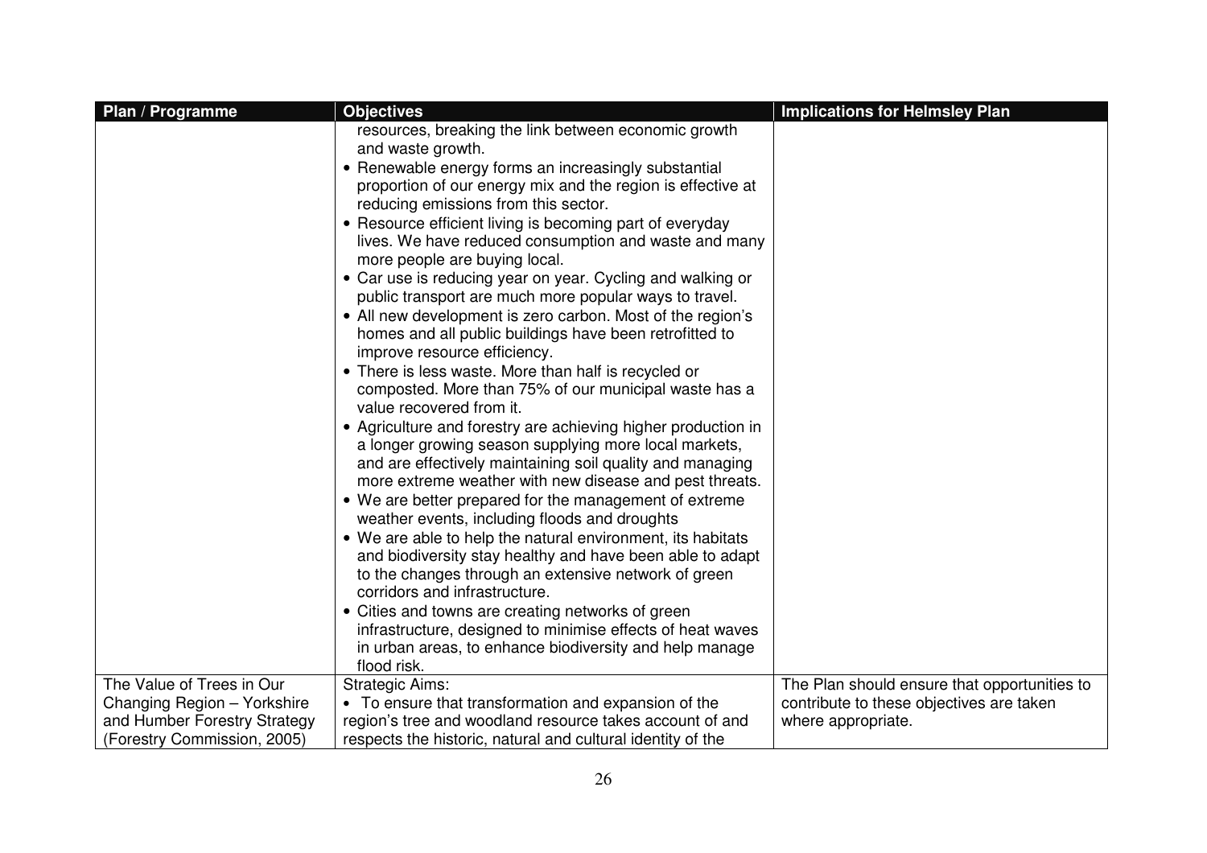| Plan / Programme | Objectives | Implications for Helmsley Plan |
|---|---|---|
| | resources, breaking the link between economic growth and waste growth.<br>• Renewable energy forms an increasingly substantial proportion of our energy mix and the region is effective at reducing emissions from this sector.<br>• Resource efficient living is becoming part of everyday lives. We have reduced consumption and waste and many more people are buying local.<br>• Car use is reducing year on year. Cycling and walking or public transport are much more popular ways to travel.<br>• All new development is zero carbon. Most of the region's homes and all public buildings have been retrofitted to improve resource efficiency.<br>• There is less waste. More than half is recycled or composted. More than 75% of our municipal waste has a value recovered from it.<br>• Agriculture and forestry are achieving higher production in a longer growing season supplying more local markets, and are effectively maintaining soil quality and managing more extreme weather with new disease and pest threats.<br>• We are better prepared for the management of extreme weather events, including floods and droughts<br>• We are able to help the natural environment, its habitats and biodiversity stay healthy and have been able to adapt to the changes through an extensive network of green corridors and infrastructure.<br>• Cities and towns are creating networks of green infrastructure, designed to minimise effects of heat waves in urban areas, to enhance biodiversity and help manage flood risk. | |
| The Value of Trees in Our Changing Region – Yorkshire and Humber Forestry Strategy (Forestry Commission, 2005) | Strategic Aims:<br>• To ensure that transformation and expansion of the region's tree and woodland resource takes account of and respects the historic, natural and cultural identity of the | The Plan should ensure that opportunities to contribute to these objectives are taken where appropriate. |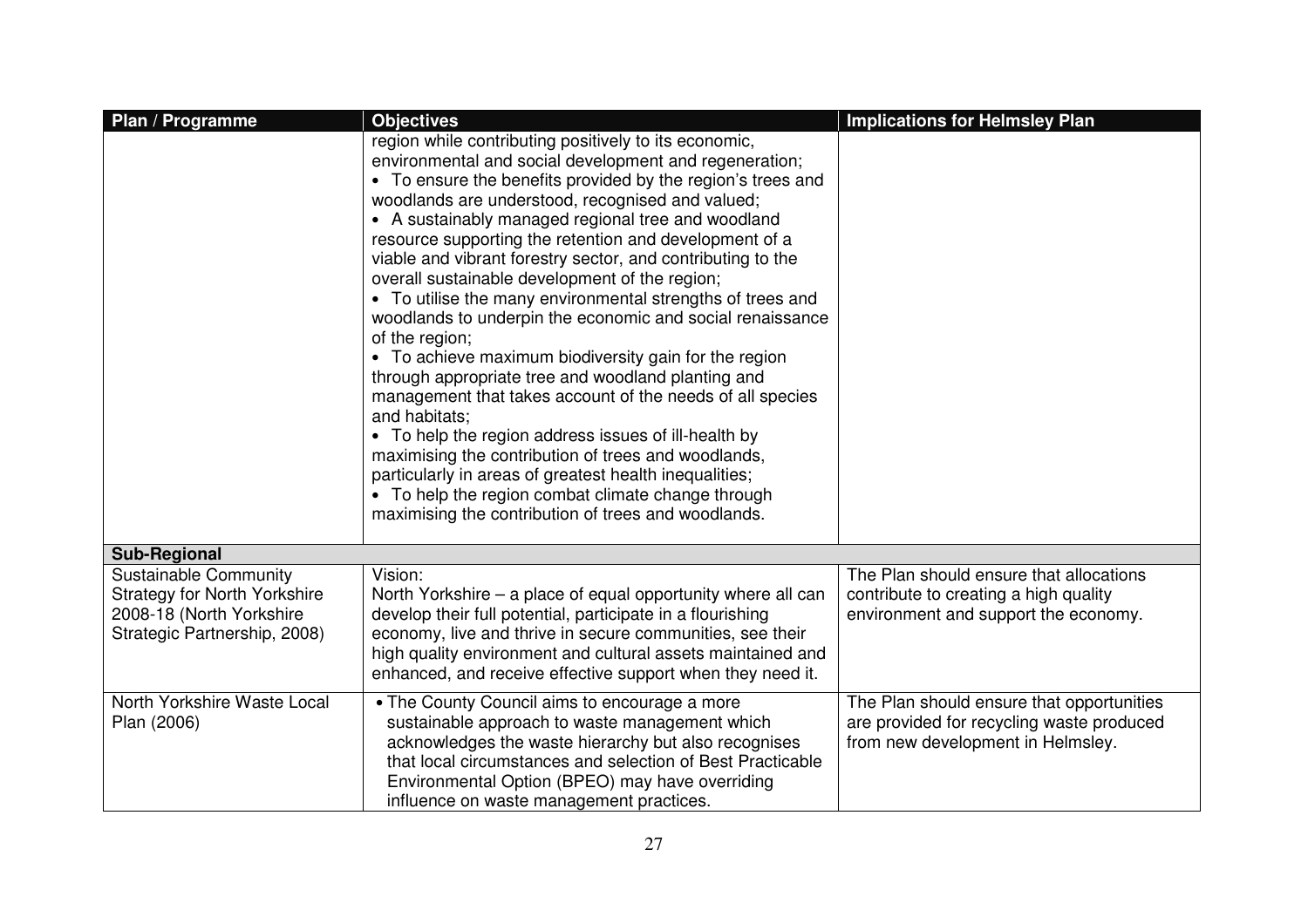| Plan / Programme | Objectives | Implications for Helmsley Plan |
|---|---|---|
| | region while contributing positively to its economic, environmental and social development and regeneration;<br>• To ensure the benefits provided by the region's trees and woodlands are understood, recognised and valued;<br>• A sustainably managed regional tree and woodland resource supporting the retention and development of a viable and vibrant forestry sector, and contributing to the overall sustainable development of the region;<br>• To utilise the many environmental strengths of trees and woodlands to underpin the economic and social renaissance of the region;<br>• To achieve maximum biodiversity gain for the region through appropriate tree and woodland planting and management that takes account of the needs of all species and habitats;<br>• To help the region address issues of ill-health by maximising the contribution of trees and woodlands, particularly in areas of greatest health inequalities;<br>• To help the region combat climate change through maximising the contribution of trees and woodlands. | |
| **Sub-Regional** | | |
| Sustainable Community Strategy for North Yorkshire 2008-18 (North Yorkshire Strategic Partnership, 2008) | Vision:<br>North Yorkshire – a place of equal opportunity where all can develop their full potential, participate in a flourishing economy, live and thrive in secure communities, see their high quality environment and cultural assets maintained and enhanced, and receive effective support when they need it. | The Plan should ensure that allocations contribute to creating a high quality environment and support the economy. |
| North Yorkshire Waste Local Plan (2006) | • The County Council aims to encourage a more sustainable approach to waste management which acknowledges the waste hierarchy but also recognises that local circumstances and selection of Best Practicable Environmental Option (BPEO) may have overriding influence on waste management practices. | The Plan should ensure that opportunities are provided for recycling waste produced from new development in Helmsley. |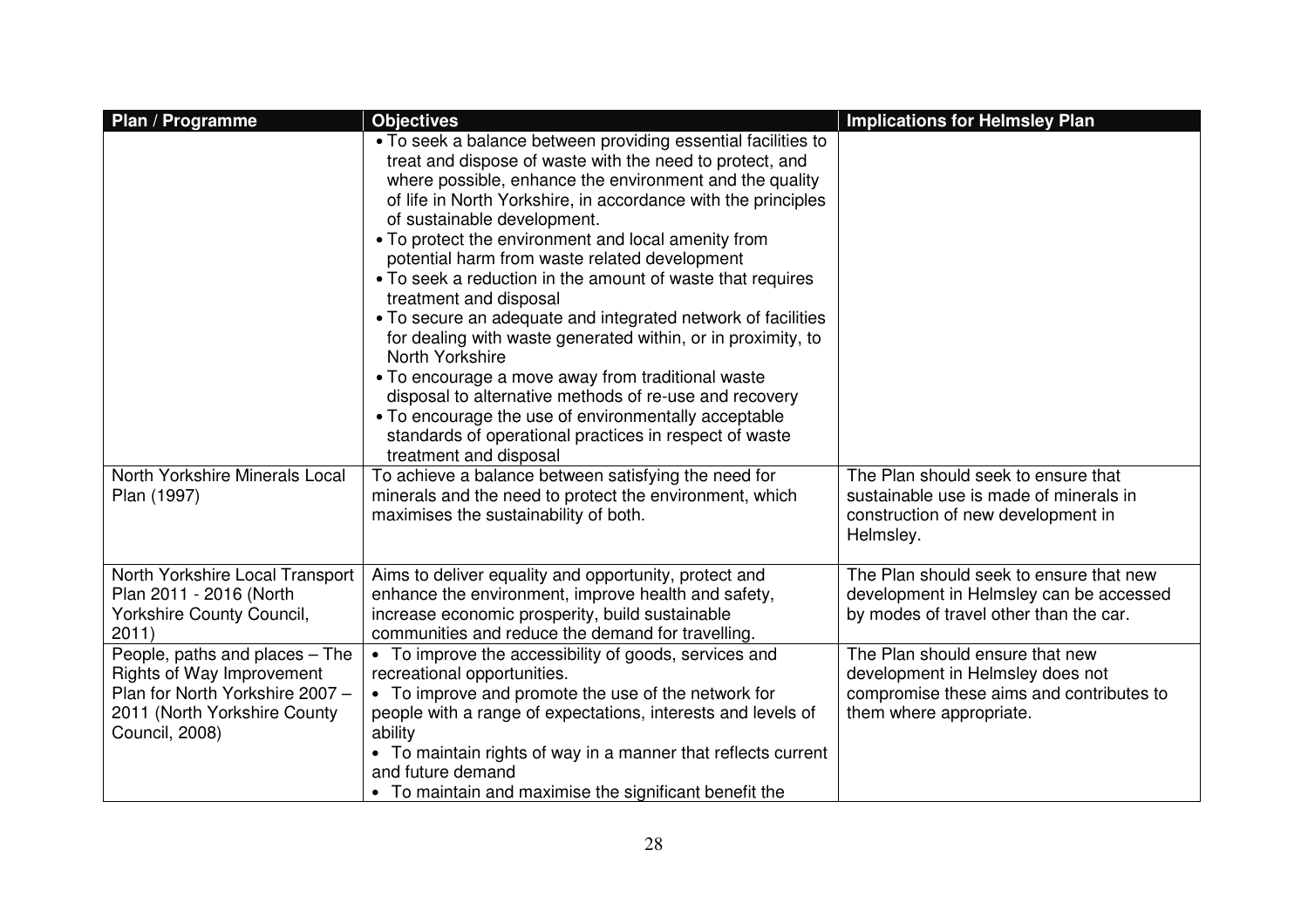| Plan / Programme | Objectives | Implications for Helmsley Plan |
|---|---|---|
| | • To seek a balance between providing essential facilities to treat and dispose of waste with the need to protect, and where possible, enhance the environment and the quality of life in North Yorkshire, in accordance with the principles of sustainable development.<br>• To protect the environment and local amenity from potential harm from waste related development<br>• To seek a reduction in the amount of waste that requires treatment and disposal<br>• To secure an adequate and integrated network of facilities for dealing with waste generated within, or in proximity, to North Yorkshire<br>• To encourage a move away from traditional waste disposal to alternative methods of re-use and recovery<br>• To encourage the use of environmentally acceptable standards of operational practices in respect of waste treatment and disposal | |
| North Yorkshire Minerals Local Plan (1997) | To achieve a balance between satisfying the need for minerals and the need to protect the environment, which maximises the sustainability of both. | The Plan should seek to ensure that sustainable use is made of minerals in construction of new development in Helmsley. |
| North Yorkshire Local Transport Plan 2011 - 2016 (North Yorkshire County Council, 2011) | Aims to deliver equality and opportunity, protect and enhance the environment, improve health and safety, increase economic prosperity, build sustainable communities and reduce the demand for travelling. | The Plan should seek to ensure that new development in Helmsley can be accessed by modes of travel other than the car. |
| People, paths and places – The Rights of Way Improvement Plan for North Yorkshire 2007 – 2011 (North Yorkshire County Council, 2008) | • To improve the accessibility of goods, services and recreational opportunities.<br>• To improve and promote the use of the network for people with a range of expectations, interests and levels of ability<br>• To maintain rights of way in a manner that reflects current and future demand<br>• To maintain and maximise the significant benefit the | The Plan should ensure that new development in Helmsley does not compromise these aims and contributes to them where appropriate. |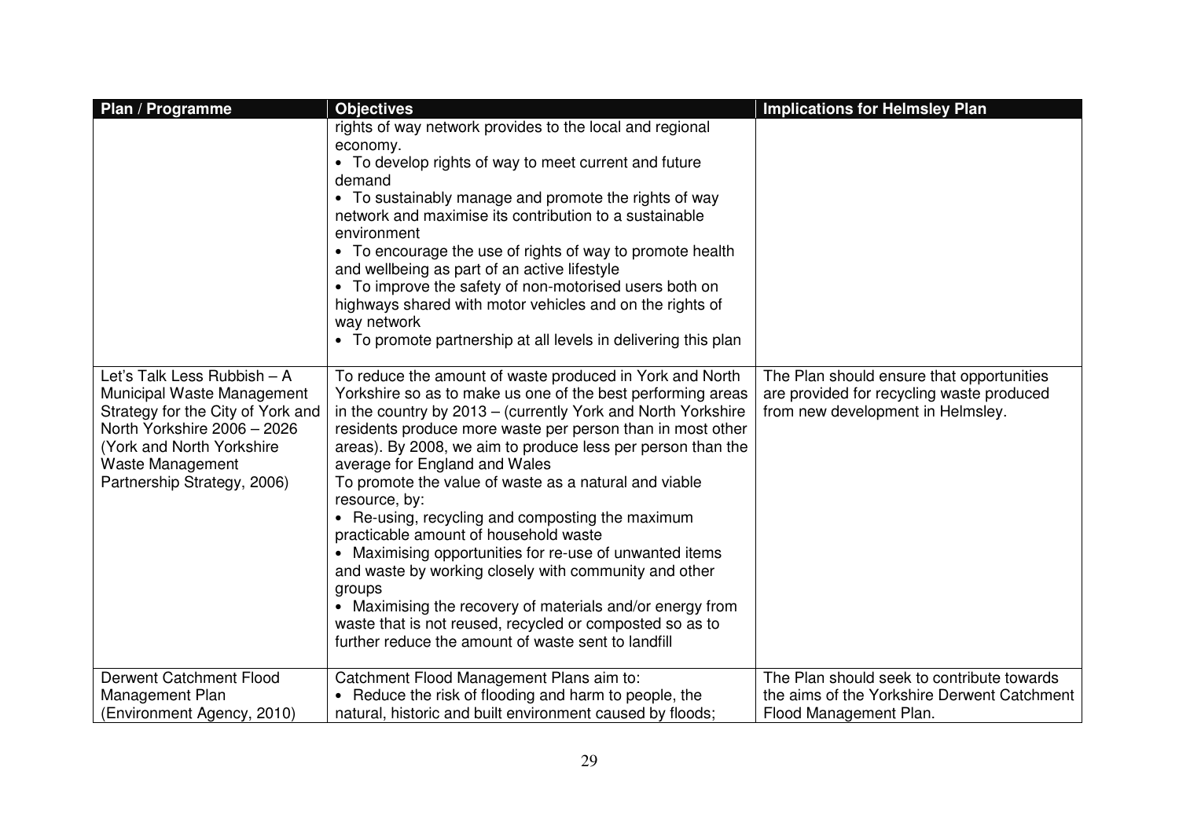| Plan / Programme | Objectives | Implications for Helmsley Plan |
|---|---|---|
| | rights of way network provides to the local and regional economy.<br>• To develop rights of way to meet current and future demand<br>• To sustainably manage and promote the rights of way network and maximise its contribution to a sustainable environment<br>• To encourage the use of rights of way to promote health and wellbeing as part of an active lifestyle<br>• To improve the safety of non-motorised users both on highways shared with motor vehicles and on the rights of way network<br>• To promote partnership at all levels in delivering this plan | |
| Let's Talk Less Rubbish – A Municipal Waste Management Strategy for the City of York and North Yorkshire 2006 – 2026 (York and North Yorkshire Waste Management Partnership Strategy, 2006) | To reduce the amount of waste produced in York and North Yorkshire so as to make us one of the best performing areas in the country by 2013 – (currently York and North Yorkshire residents produce more waste per person than in most other areas). By 2008, we aim to produce less per person than the average for England and Wales<br>To promote the value of waste as a natural and viable resource, by:<br>• Re-using, recycling and composting the maximum practicable amount of household waste<br>• Maximising opportunities for re-use of unwanted items and waste by working closely with community and other groups<br>• Maximising the recovery of materials and/or energy from waste that is not reused, recycled or composted so as to further reduce the amount of waste sent to landfill | The Plan should ensure that opportunities are provided for recycling waste produced from new development in Helmsley. |
| Derwent Catchment Flood Management Plan (Environment Agency, 2010) | Catchment Flood Management Plans aim to:<br>• Reduce the risk of flooding and harm to people, the natural, historic and built environment caused by floods; | The Plan should seek to contribute towards the aims of the Yorkshire Derwent Catchment Flood Management Plan. |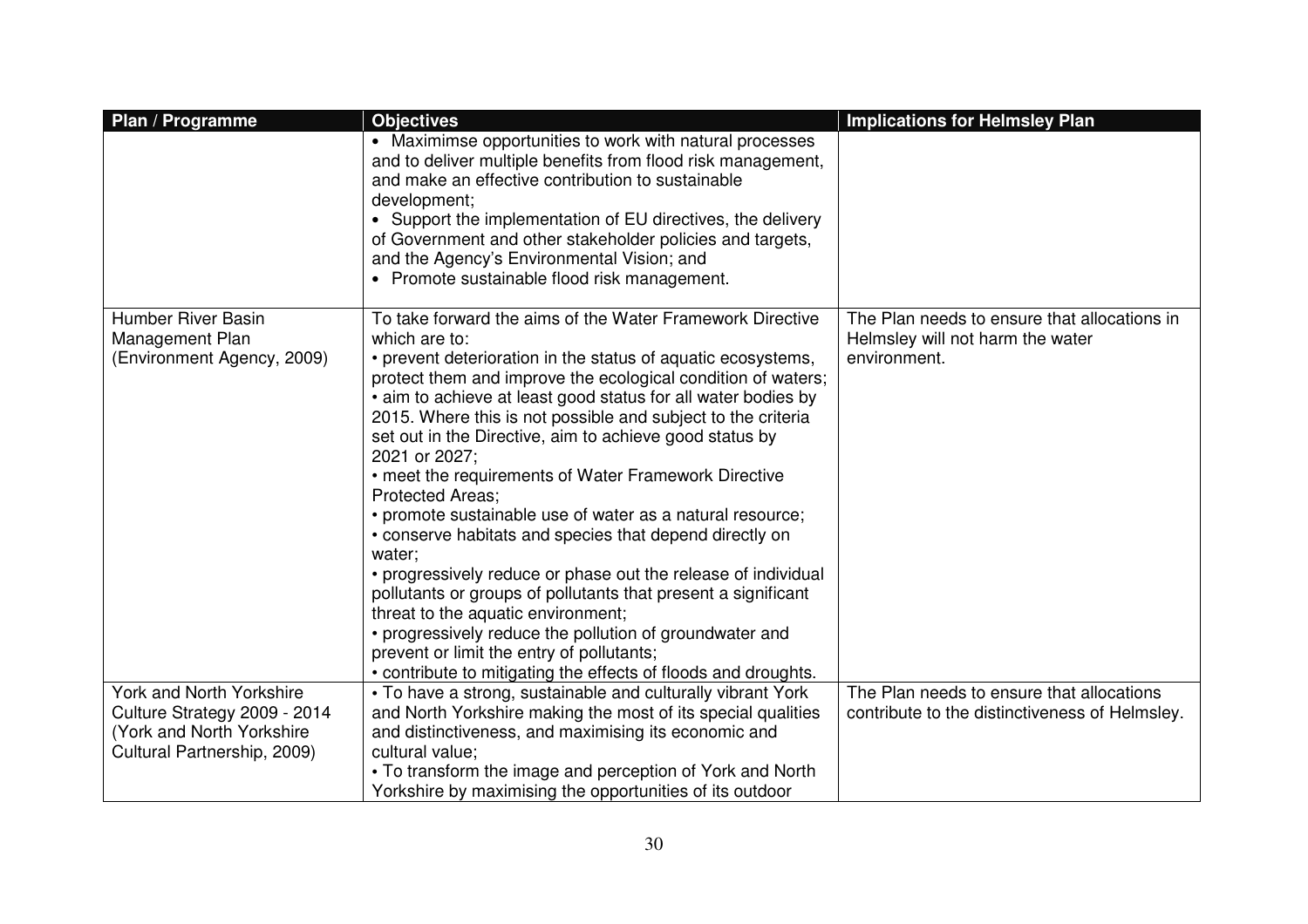| Plan / Programme | Objectives | Implications for Helmsley Plan |
|---|---|---|
| | • Maximimse opportunities to work with natural processes and to deliver multiple benefits from flood risk management, and make an effective contribution to sustainable development;<br>• Support the implementation of EU directives, the delivery of Government and other stakeholder policies and targets, and the Agency's Environmental Vision; and<br>• Promote sustainable flood risk management. | |
| Humber River Basin Management Plan (Environment Agency, 2009) | To take forward the aims of the Water Framework Directive which are to:<br>• prevent deterioration in the status of aquatic ecosystems, protect them and improve the ecological condition of waters;<br>• aim to achieve at least good status for all water bodies by 2015. Where this is not possible and subject to the criteria set out in the Directive, aim to achieve good status by 2021 or 2027;<br>• meet the requirements of Water Framework Directive Protected Areas;<br>• promote sustainable use of water as a natural resource;<br>• conserve habitats and species that depend directly on water;<br>• progressively reduce or phase out the release of individual pollutants or groups of pollutants that present a significant threat to the aquatic environment;<br>• progressively reduce the pollution of groundwater and prevent or limit the entry of pollutants;<br>• contribute to mitigating the effects of floods and droughts. | The Plan needs to ensure that allocations in Helmsley will not harm the water environment. |
| York and North Yorkshire Culture Strategy 2009 - 2014 (York and North Yorkshire Cultural Partnership, 2009) | • To have a strong, sustainable and culturally vibrant York and North Yorkshire making the most of its special qualities and distinctiveness, and maximising its economic and cultural value;<br>• To transform the image and perception of York and North Yorkshire by maximising the opportunities of its outdoor | The Plan needs to ensure that allocations contribute to the distinctiveness of Helmsley. |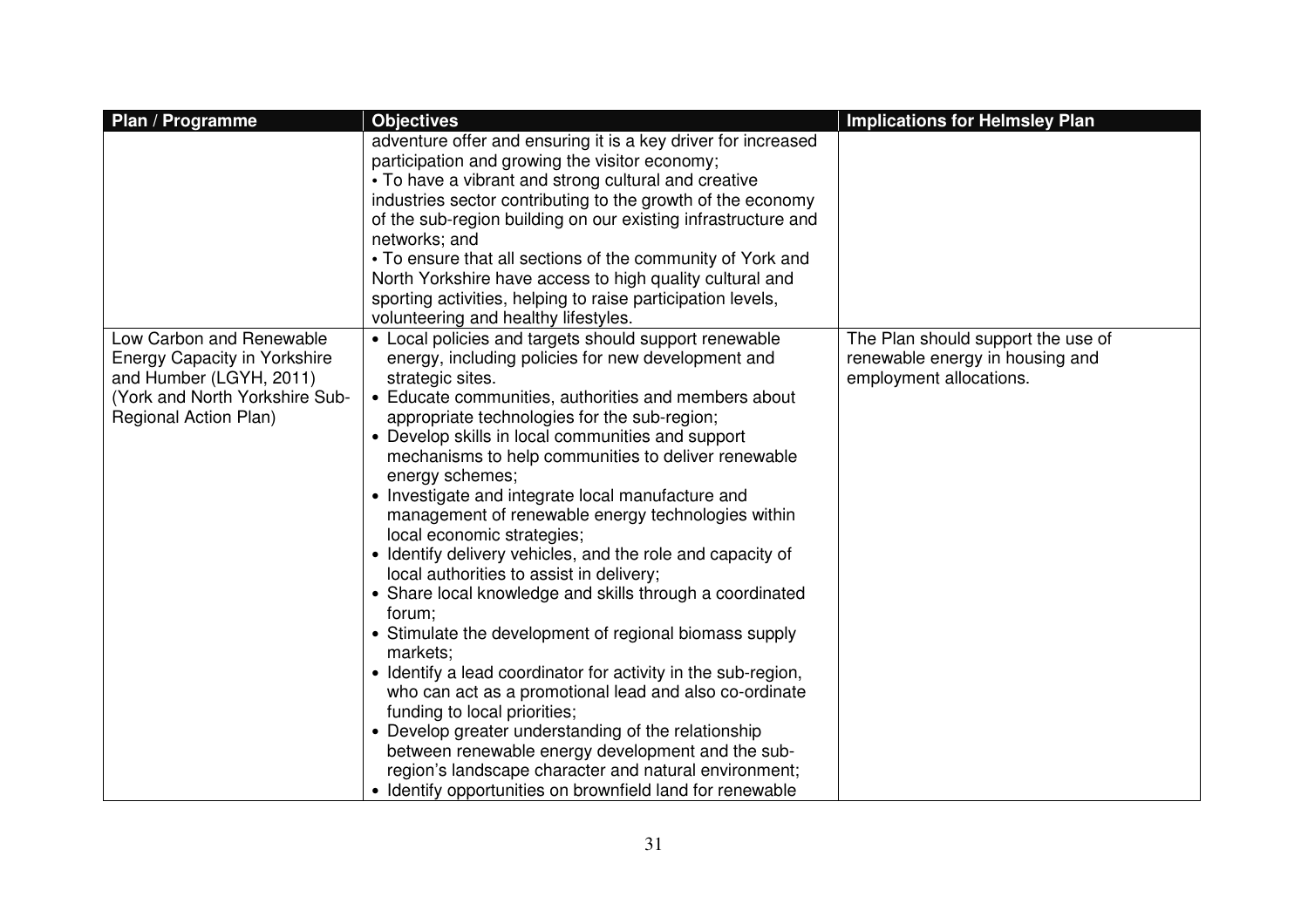| Plan / Programme | Objectives | Implications for Helmsley Plan |
|---|---|---|
| | adventure offer and ensuring it is a key driver for increased participation and growing the visitor economy;<br>• To have a vibrant and strong cultural and creative industries sector contributing to the growth of the economy of the sub-region building on our existing infrastructure and networks; and<br>• To ensure that all sections of the community of York and North Yorkshire have access to high quality cultural and sporting activities, helping to raise participation levels, volunteering and healthy lifestyles. | |
| Low Carbon and Renewable Energy Capacity in Yorkshire and Humber (LGYH, 2011) (York and North Yorkshire Sub-Regional Action Plan) | • Local policies and targets should support renewable energy, including policies for new development and strategic sites.<br>• Educate communities, authorities and members about appropriate technologies for the sub-region;<br>• Develop skills in local communities and support mechanisms to help communities to deliver renewable energy schemes;<br>• Investigate and integrate local manufacture and management of renewable energy technologies within local economic strategies;<br>• Identify delivery vehicles, and the role and capacity of local authorities to assist in delivery;<br>• Share local knowledge and skills through a coordinated forum;<br>• Stimulate the development of regional biomass supply markets;<br>• Identify a lead coordinator for activity in the sub-region, who can act as a promotional lead and also co-ordinate funding to local priorities;<br>• Develop greater understanding of the relationship between renewable energy development and the sub-region's landscape character and natural environment;<br>• Identify opportunities on brownfield land for renewable | The Plan should support the use of renewable energy in housing and employment allocations. |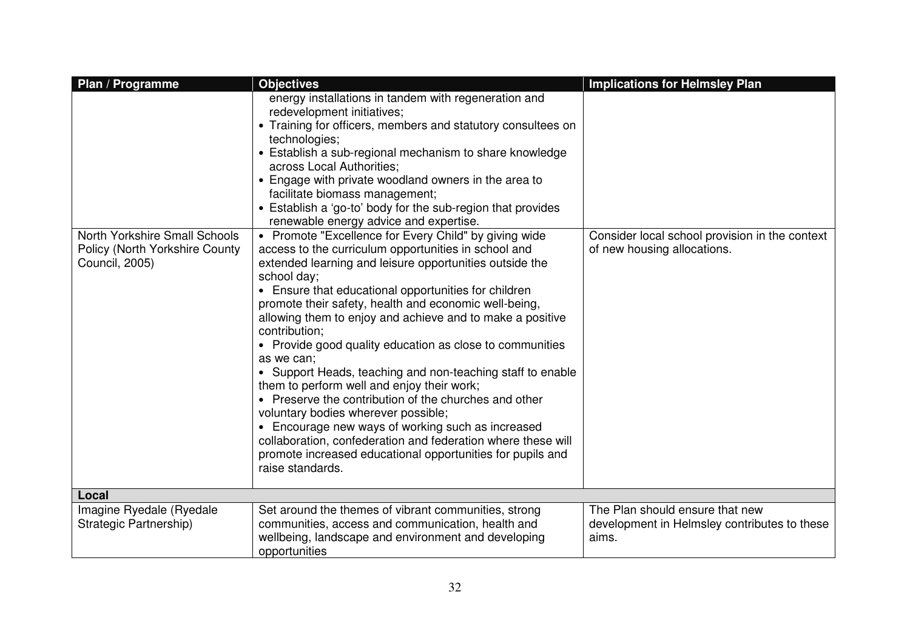| Plan / Programme | Objectives | Implications for Helmsley Plan |
|---|---|---|
| | energy installations in tandem with regeneration and redevelopment initiatives;<br>• Training for officers, members and statutory consultees on technologies;<br>• Establish a sub-regional mechanism to share knowledge across Local Authorities;<br>• Engage with private woodland owners in the area to facilitate biomass management;<br>• Establish a 'go-to' body for the sub-region that provides renewable energy advice and expertise. | |
| North Yorkshire Small Schools Policy (North Yorkshire County Council, 2005) | • Promote "Excellence for Every Child" by giving wide access to the curriculum opportunities in school and extended learning and leisure opportunities outside the school day;<br>• Ensure that educational opportunities for children promote their safety, health and economic well-being, allowing them to enjoy and achieve and to make a positive contribution;<br>• Provide good quality education as close to communities as we can;<br>• Support Heads, teaching and non-teaching staff to enable them to perform well and enjoy their work;<br>• Preserve the contribution of the churches and other voluntary bodies wherever possible;<br>• Encourage new ways of working such as increased collaboration, confederation and federation where these will promote increased educational opportunities for pupils and raise standards. | Consider local school provision in the context of new housing allocations. |
| **Local** | | |
| Imagine Ryedale (Ryedale Strategic Partnership) | Set around the themes of vibrant communities, strong communities, access and communication, health and wellbeing, landscape and environment and developing opportunities | The Plan should ensure that new development in Helmsley contributes to these aims. |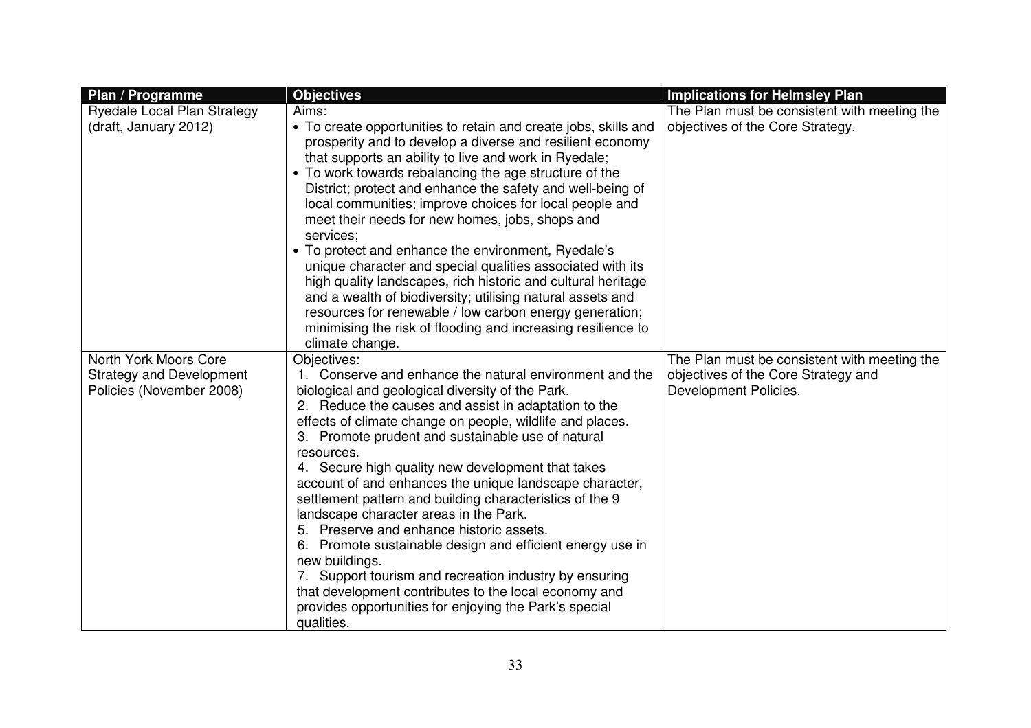| Plan / Programme | Objectives | Implications for Helmsley Plan |
|---|---|---|
| Ryedale Local Plan Strategy (draft, January 2012) | Aims:<br>• To create opportunities to retain and create jobs, skills and prosperity and to develop a diverse and resilient economy that supports an ability to live and work in Ryedale;<br>• To work towards rebalancing the age structure of the District; protect and enhance the safety and well-being of local communities; improve choices for local people and meet their needs for new homes, jobs, shops and services;<br>• To protect and enhance the environment, Ryedale's unique character and special qualities associated with its high quality landscapes, rich historic and cultural heritage and a wealth of biodiversity; utilising natural assets and resources for renewable / low carbon energy generation; minimising the risk of flooding and increasing resilience to climate change. | The Plan must be consistent with meeting the objectives of the Core Strategy. |
| North York Moors Core Strategy and Development Policies (November 2008) | Objectives:<br>1. Conserve and enhance the natural environment and the biological and geological diversity of the Park.<br>2. Reduce the causes and assist in adaptation to the effects of climate change on people, wildlife and places.<br>3. Promote prudent and sustainable use of natural resources.<br>4. Secure high quality new development that takes account of and enhances the unique landscape character, settlement pattern and building characteristics of the 9 landscape character areas in the Park.<br>5. Preserve and enhance historic assets.<br>6. Promote sustainable design and efficient energy use in new buildings.<br>7. Support tourism and recreation industry by ensuring that development contributes to the local economy and provides opportunities for enjoying the Park's special qualities. | The Plan must be consistent with meeting the objectives of the Core Strategy and Development Policies. |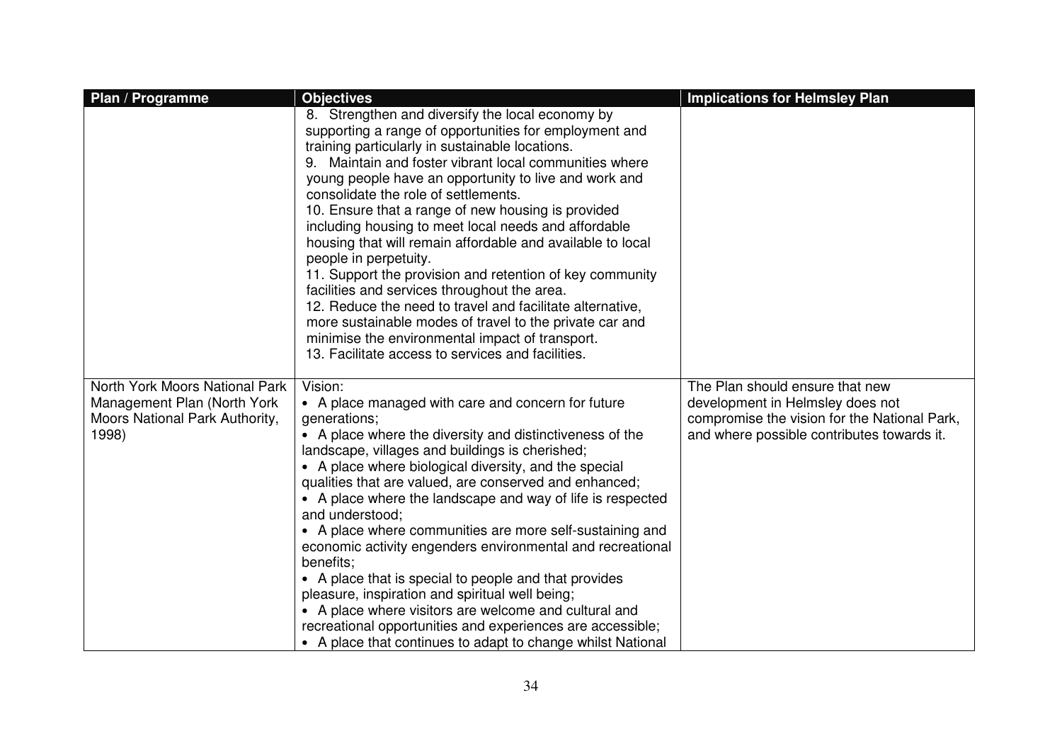| Plan / Programme | Objectives | Implications for Helmsley Plan |
|---|---|---|
| | 8. Strengthen and diversify the local economy by supporting a range of opportunities for employment and training particularly in sustainable locations.<br>9. Maintain and foster vibrant local communities where young people have an opportunity to live and work and consolidate the role of settlements.<br>10. Ensure that a range of new housing is provided including housing to meet local needs and affordable housing that will remain affordable and available to local people in perpetuity.<br>11. Support the provision and retention of key community facilities and services throughout the area.<br>12. Reduce the need to travel and facilitate alternative, more sustainable modes of travel to the private car and minimise the environmental impact of transport.<br>13. Facilitate access to services and facilities. | |
| North York Moors National Park Management Plan (North York Moors National Park Authority, 1998) | Vision:<br>• A place managed with care and concern for future generations;<br>• A place where the diversity and distinctiveness of the landscape, villages and buildings is cherished;<br>• A place where biological diversity, and the special qualities that are valued, are conserved and enhanced;<br>• A place where the landscape and way of life is respected and understood;<br>• A place where communities are more self-sustaining and economic activity engenders environmental and recreational benefits;<br>• A place that is special to people and that provides pleasure, inspiration and spiritual well being;<br>• A place where visitors are welcome and cultural and recreational opportunities and experiences are accessible;<br>• A place that continues to adapt to change whilst National | The Plan should ensure that new development in Helmsley does not compromise the vision for the National Park, and where possible contributes towards it. |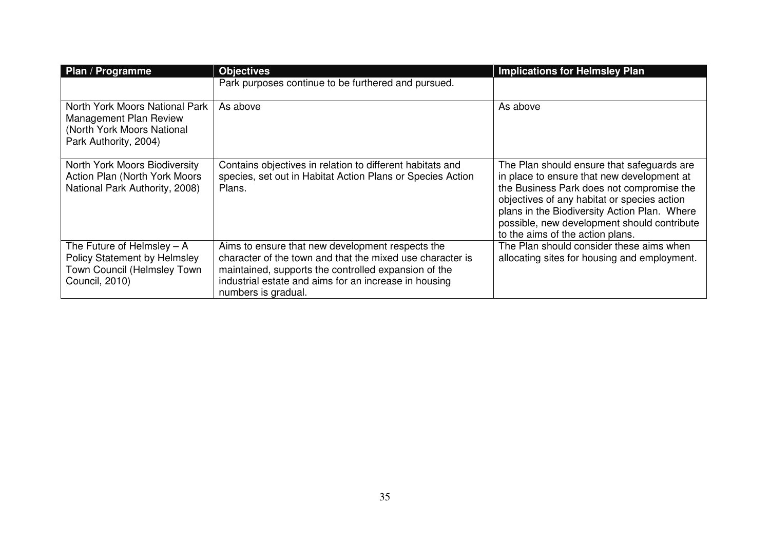| Plan / Programme | Objectives | Implications for Helmsley Plan |
| --- | --- | --- |
| | Park purposes continue to be furthered and pursued. | |
| North York Moors National Park Management Plan Review (North York Moors National Park Authority, 2004) | As above | As above |
| North York Moors Biodiversity Action Plan (North York Moors National Park Authority, 2008) | Contains objectives in relation to different habitats and species, set out in Habitat Action Plans or Species Action Plans. | The Plan should ensure that safeguards are in place to ensure that new development at the Business Park does not compromise the objectives of any habitat or species action plans in the Biodiversity Action Plan. Where possible, new development should contribute to the aims of the action plans. |
| The Future of Helmsley – A Policy Statement by Helmsley Town Council (Helmsley Town Council, 2010) | Aims to ensure that new development respects the character of the town and that the mixed use character is maintained, supports the controlled expansion of the industrial estate and aims for an increase in housing numbers is gradual. | The Plan should consider these aims when allocating sites for housing and employment. |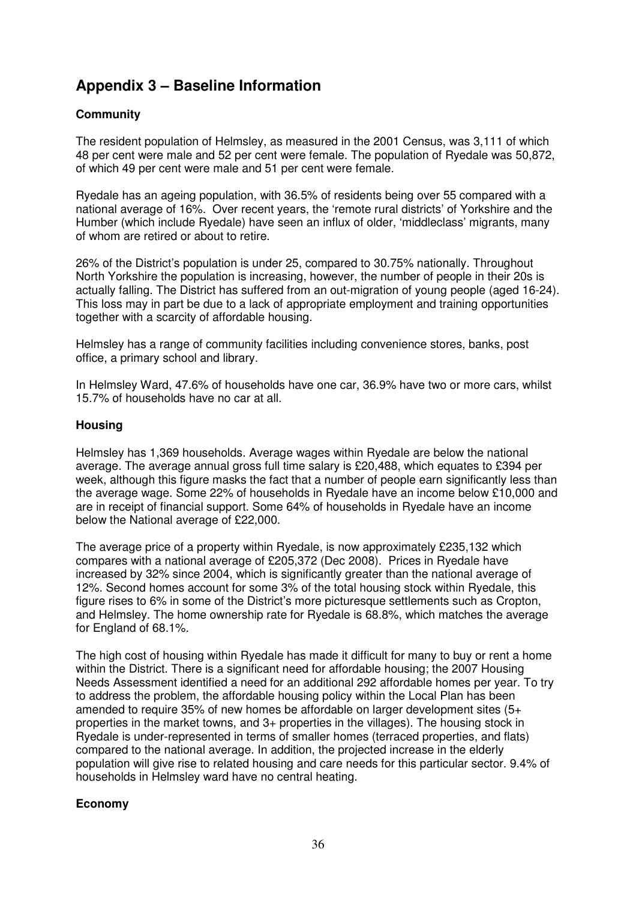## Appendix 3 – Baseline Information

### Community

The resident population of Helmsley, as measured in the 2001 Census, was 3,111 of which 48 per cent were male and 52 per cent were female. The population of Ryedale was 50,872, of which 49 per cent were male and 51 per cent were female.

Ryedale has an ageing population, with 36.5% of residents being over 55 compared with a national average of 16%. Over recent years, the 'remote rural districts' of Yorkshire and the Humber (which include Ryedale) have seen an influx of older, 'middleclass' migrants, many of whom are retired or about to retire.

26% of the District's population is under 25, compared to 30.75% nationally. Throughout North Yorkshire the population is increasing, however, the number of people in their 20s is actually falling. The District has suffered from an out-migration of young people (aged 16-24). This loss may in part be due to a lack of appropriate employment and training opportunities together with a scarcity of affordable housing.

Helmsley has a range of community facilities including convenience stores, banks, post office, a primary school and library.

In Helmsley Ward, 47.6% of households have one car, 36.9% have two or more cars, whilst 15.7% of households have no car at all.

### Housing

Helmsley has 1,369 households. Average wages within Ryedale are below the national average. The average annual gross full time salary is £20,488, which equates to £394 per week, although this figure masks the fact that a number of people earn significantly less than the average wage. Some 22% of households in Ryedale have an income below £10,000 and are in receipt of financial support. Some 64% of households in Ryedale have an income below the National average of £22,000.

The average price of a property within Ryedale, is now approximately £235,132 which compares with a national average of £205,372 (Dec 2008). Prices in Ryedale have increased by 32% since 2004, which is significantly greater than the national average of 12%. Second homes account for some 3% of the total housing stock within Ryedale, this figure rises to 6% in some of the District's more picturesque settlements such as Cropton, and Helmsley. The home ownership rate for Ryedale is 68.8%, which matches the average for England of 68.1%.

The high cost of housing within Ryedale has made it difficult for many to buy or rent a home within the District. There is a significant need for affordable housing; the 2007 Housing Needs Assessment identified a need for an additional 292 affordable homes per year. To try to address the problem, the affordable housing policy within the Local Plan has been amended to require 35% of new homes be affordable on larger development sites (5+ properties in the market towns, and 3+ properties in the villages). The housing stock in Ryedale is under-represented in terms of smaller homes (terraced properties, and flats) compared to the national average. In addition, the projected increase in the elderly population will give rise to related housing and care needs for this particular sector. 9.4% of households in Helmsley ward have no central heating.

### Economy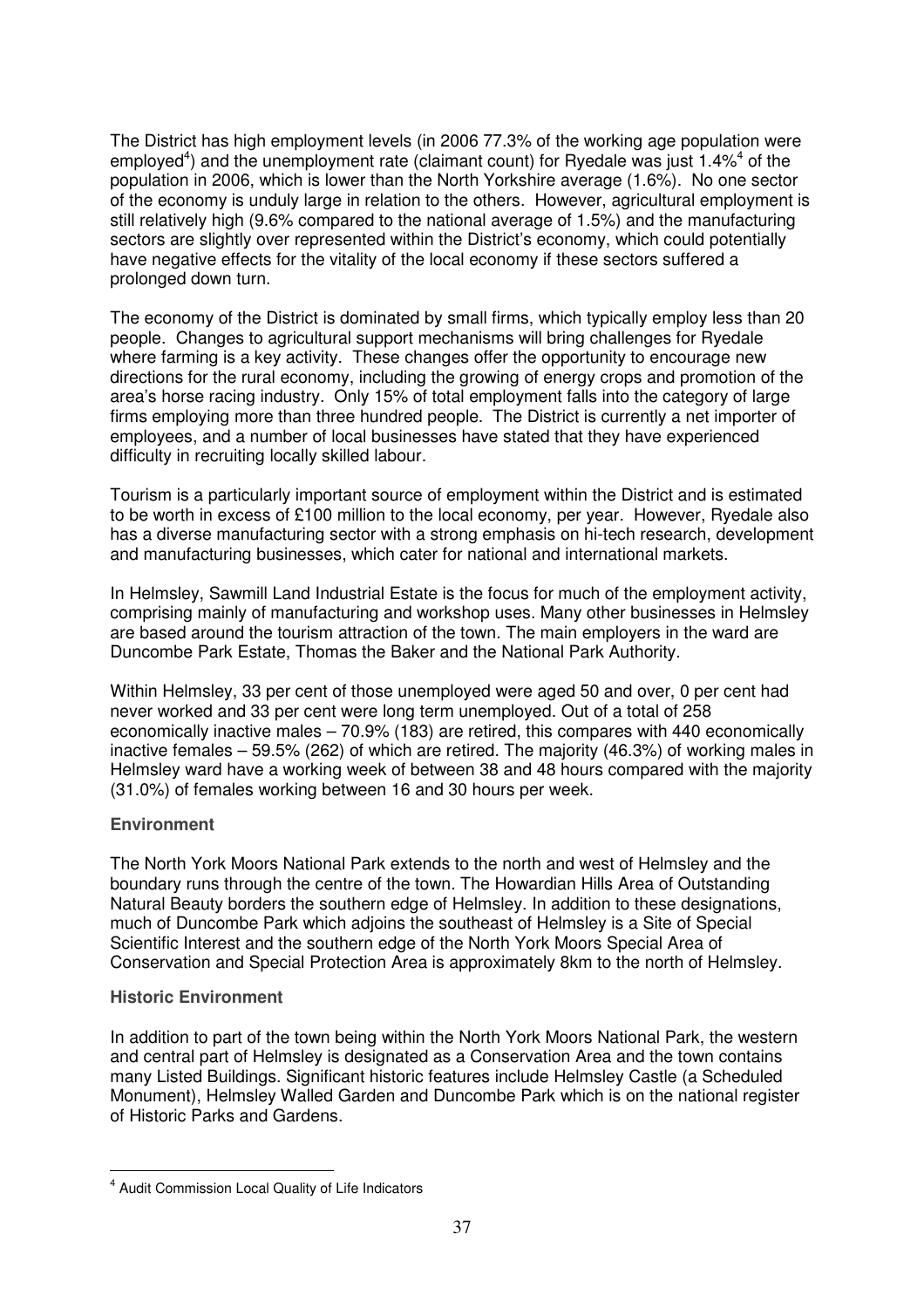The District has high employment levels (in 2006 77.3% of the working age population were employed[4]) and the unemployment rate (claimant count) for Ryedale was just 1.4%[4] of the population in 2006, which is lower than the North Yorkshire average (1.6%). No one sector of the economy is unduly large in relation to the others. However, agricultural employment is still relatively high (9.6% compared to the national average of 1.5%) and the manufacturing sectors are slightly over represented within the District's economy, which could potentially have negative effects for the vitality of the local economy if these sectors suffered a prolonged down turn.

The economy of the District is dominated by small firms, which typically employ less than 20 people. Changes to agricultural support mechanisms will bring challenges for Ryedale where farming is a key activity. These changes offer the opportunity to encourage new directions for the rural economy, including the growing of energy crops and promotion of the area's horse racing industry. Only 15% of total employment falls into the category of large firms employing more than three hundred people. The District is currently a net importer of employees, and a number of local businesses have stated that they have experienced difficulty in recruiting locally skilled labour.

Tourism is a particularly important source of employment within the District and is estimated to be worth in excess of £100 million to the local economy, per year. However, Ryedale also has a diverse manufacturing sector with a strong emphasis on hi-tech research, development and manufacturing businesses, which cater for national and international markets.

In Helmsley, Sawmill Land Industrial Estate is the focus for much of the employment activity, comprising mainly of manufacturing and workshop uses. Many other businesses in Helmsley are based around the tourism attraction of the town. The main employers in the ward are Duncombe Park Estate, Thomas the Baker and the National Park Authority.

Within Helmsley, 33 per cent of those unemployed were aged 50 and over, 0 per cent had never worked and 33 per cent were long term unemployed. Out of a total of 258 economically inactive males – 70.9% (183) are retired, this compares with 440 economically inactive females – 59.5% (262) of which are retired. The majority (46.3%) of working males in Helmsley ward have a working week of between 38 and 48 hours compared with the majority (31.0%) of females working between 16 and 30 hours per week.

**Environment**

The North York Moors National Park extends to the north and west of Helmsley and the boundary runs through the centre of the town. The Howardian Hills Area of Outstanding Natural Beauty borders the southern edge of Helmsley. In addition to these designations, much of Duncombe Park which adjoins the southeast of Helmsley is a Site of Special Scientific Interest and the southern edge of the North York Moors Special Area of Conservation and Special Protection Area is approximately 8km to the north of Helmsley.

**Historic Environment**

In addition to part of the town being within the North York Moors National Park, the western and central part of Helmsley is designated as a Conservation Area and the town contains many Listed Buildings. Significant historic features include Helmsley Castle (a Scheduled Monument), Helmsley Walled Garden and Duncombe Park which is on the national register of Historic Parks and Gardens.

---

[4] Audit Commission Local Quality of Life Indicators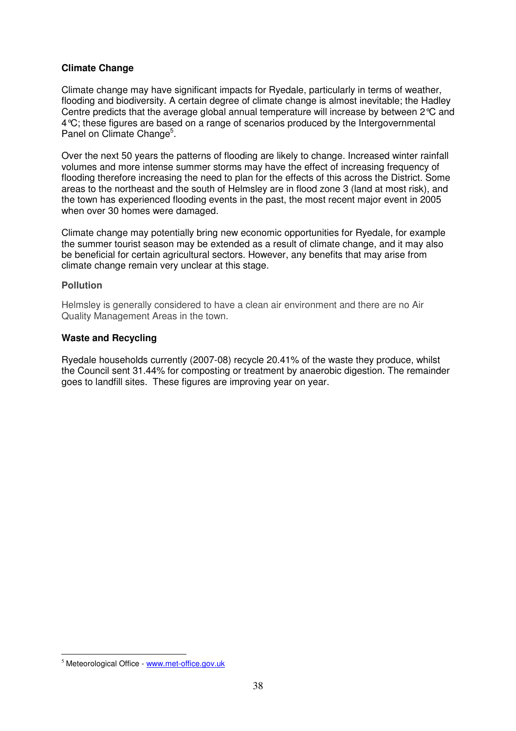**Climate Change**

Climate change may have significant impacts for Ryedale, particularly in terms of weather, flooding and biodiversity. A certain degree of climate change is almost inevitable; the Hadley Centre predicts that the average global annual temperature will increase by between 2°C and 4°C; these figures are based on a range of scenarios produced by the Intergovernmental Panel on Climate Change[5].

Over the next 50 years the patterns of flooding are likely to change. Increased winter rainfall volumes and more intense summer storms may have the effect of increasing frequency of flooding therefore increasing the need to plan for the effects of this across the District. Some areas to the northeast and the south of Helmsley are in flood zone 3 (land at most risk), and the town has experienced flooding events in the past, the most recent major event in 2005 when over 30 homes were damaged.

Climate change may potentially bring new economic opportunities for Ryedale, for example the summer tourist season may be extended as a result of climate change, and it may also be beneficial for certain agricultural sectors. However, any benefits that may arise from climate change remain very unclear at this stage.

**Pollution**

Helmsley is generally considered to have a clean air environment and there are no Air Quality Management Areas in the town.

**Waste and Recycling**

Ryedale households currently (2007-08) recycle 20.41% of the waste they produce, whilst the Council sent 31.44% for composting or treatment by anaerobic digestion. The remainder goes to landfill sites. These figures are improving year on year.

[5] Meteorological Office - www.met-office.gov.uk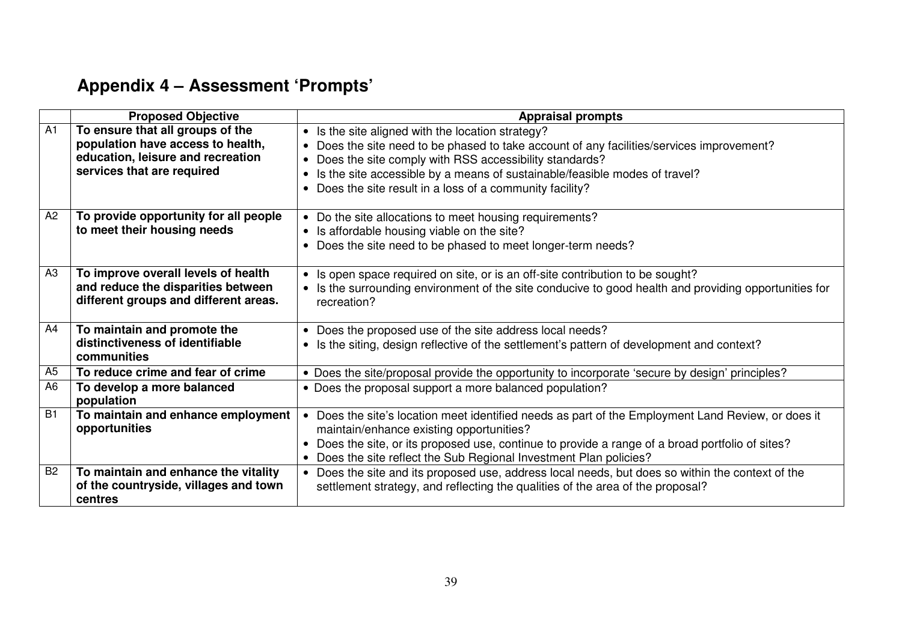# Appendix 4 – Assessment 'Prompts'

| | Proposed Objective | Appraisal prompts |
|---|---|---|
| A1 | **To ensure that all groups of the population have access to health, education, leisure and recreation services that are required** | • Is the site aligned with the location strategy?<br>• Does the site need to be phased to take account of any facilities/services improvement?<br>• Does the site comply with RSS accessibility standards?<br>• Is the site accessible by a means of sustainable/feasible modes of travel?<br>• Does the site result in a loss of a community facility? |
| A2 | **To provide opportunity for all people to meet their housing needs** | • Do the site allocations to meet housing requirements?<br>• Is affordable housing viable on the site?<br>• Does the site need to be phased to meet longer-term needs? |
| A3 | **To improve overall levels of health and reduce the disparities between different groups and different areas.** | • Is open space required on site, or is an off-site contribution to be sought?<br>• Is the surrounding environment of the site conducive to good health and providing opportunities for recreation? |
| A4 | **To maintain and promote the distinctiveness of identifiable communities** | • Does the proposed use of the site address local needs?<br>• Is the siting, design reflective of the settlement's pattern of development and context? |
| A5 | **To reduce crime and fear of crime** | • Does the site/proposal provide the opportunity to incorporate 'secure by design' principles? |
| A6 | **To develop a more balanced population** | • Does the proposal support a more balanced population? |
| B1 | **To maintain and enhance employment opportunities** | • Does the site's location meet identified needs as part of the Employment Land Review, or does it maintain/enhance existing opportunities?<br>• Does the site, or its proposed use, continue to provide a range of a broad portfolio of sites?<br>• Does the site reflect the Sub Regional Investment Plan policies? |
| B2 | **To maintain and enhance the vitality of the countryside, villages and town centres** | • Does the site and its proposed use, address local needs, but does so within the context of the settlement strategy, and reflecting the qualities of the area of the proposal? |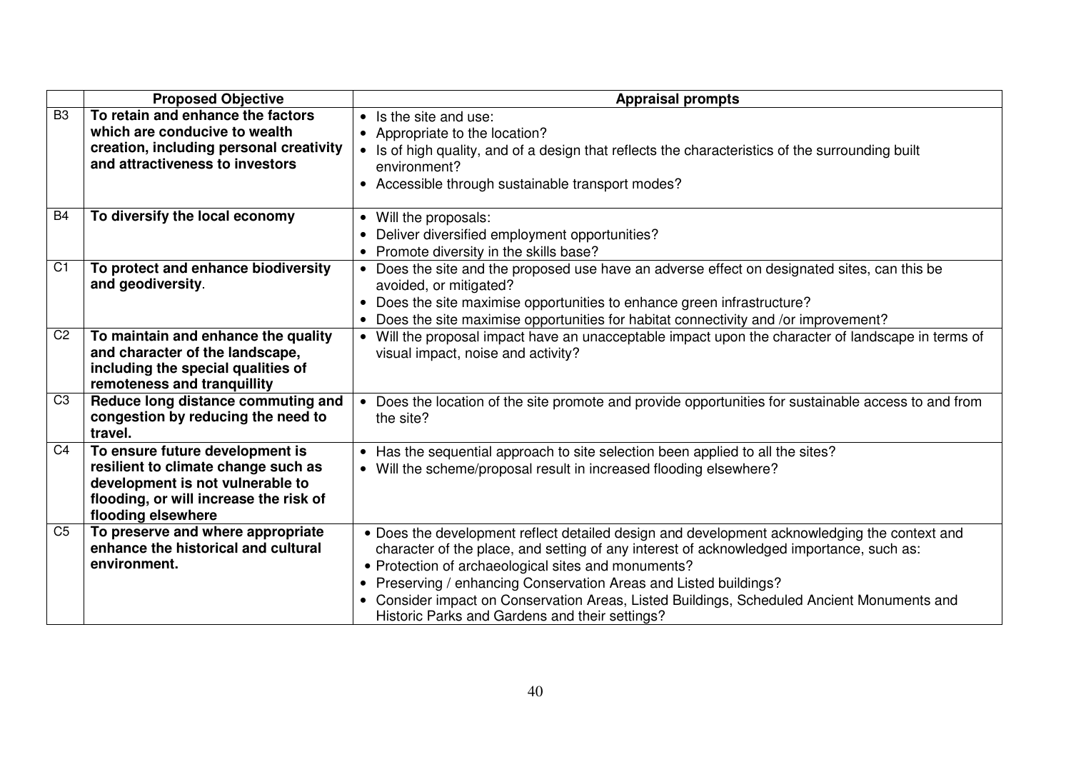| | Proposed Objective | Appraisal prompts |
|---|---|---|
| B3 | **To retain and enhance the factors which are conducive to wealth creation, including personal creativity and attractiveness to investors** | • Is the site and use:<br>• Appropriate to the location?<br>• Is of high quality, and of a design that reflects the characteristics of the surrounding built environment?<br>• Accessible through sustainable transport modes? |
| B4 | **To diversify the local economy** | • Will the proposals:<br>• Deliver diversified employment opportunities?<br>• Promote diversity in the skills base? |
| C1 | **To protect and enhance biodiversity and geodiversity**. | • Does the site and the proposed use have an adverse effect on designated sites, can this be avoided, or mitigated?<br>• Does the site maximise opportunities to enhance green infrastructure?<br>• Does the site maximise opportunities for habitat connectivity and /or improvement? |
| C2 | **To maintain and enhance the quality and character of the landscape, including the special qualities of remoteness and tranquillity** | • Will the proposal impact have an unacceptable impact upon the character of landscape in terms of visual impact, noise and activity? |
| C3 | **Reduce long distance commuting and congestion by reducing the need to travel.** | • Does the location of the site promote and provide opportunities for sustainable access to and from the site? |
| C4 | **To ensure future development is resilient to climate change such as development is not vulnerable to flooding, or will increase the risk of flooding elsewhere** | • Has the sequential approach to site selection been applied to all the sites?<br>• Will the scheme/proposal result in increased flooding elsewhere? |
| C5 | **To preserve and where appropriate enhance the historical and cultural environment.** | • Does the development reflect detailed design and development acknowledging the context and character of the place, and setting of any interest of acknowledged importance, such as:<br>• Protection of archaeological sites and monuments?<br>• Preserving / enhancing Conservation Areas and Listed buildings?<br>• Consider impact on Conservation Areas, Listed Buildings, Scheduled Ancient Monuments and Historic Parks and Gardens and their settings? |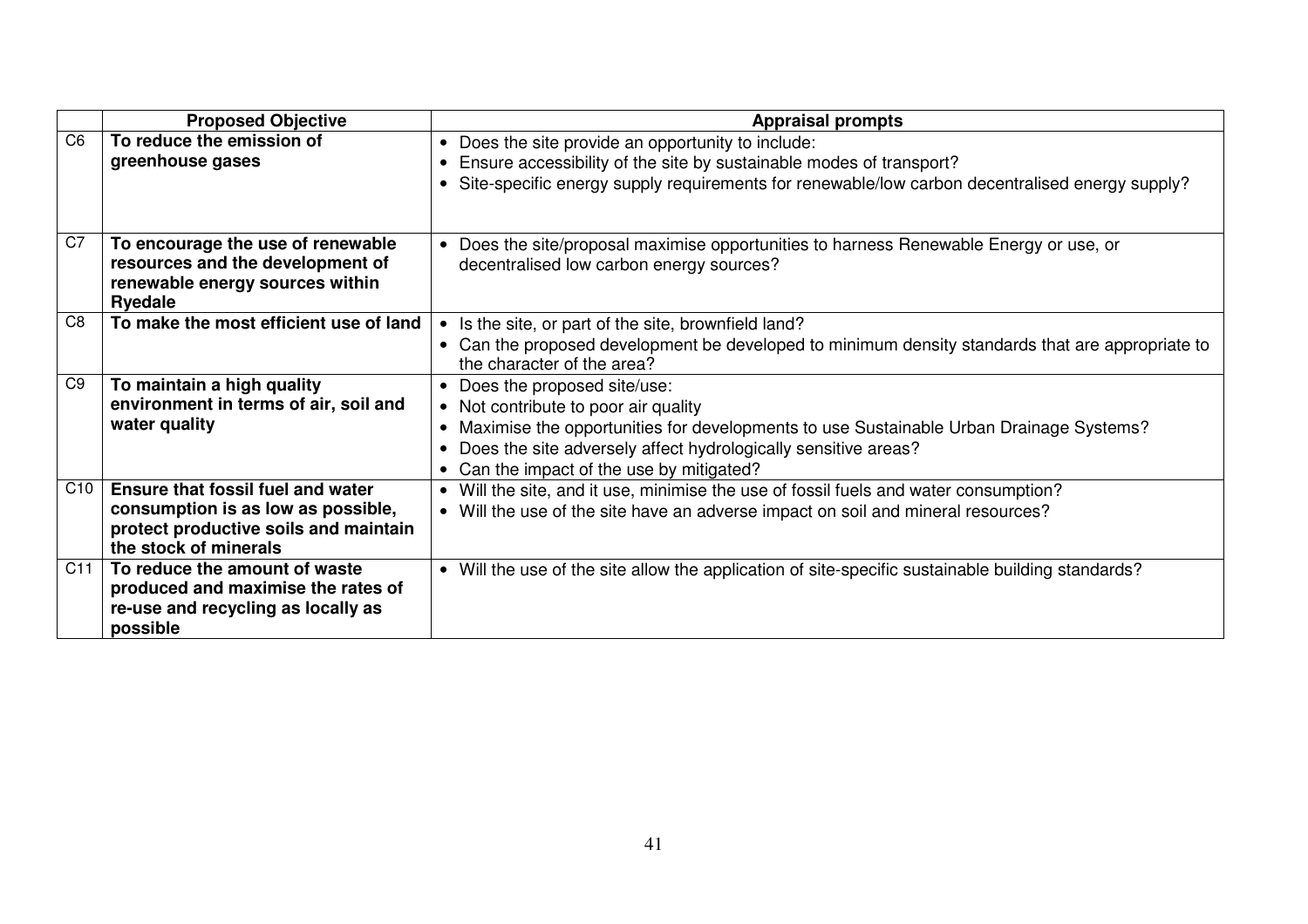| | Proposed Objective | Appraisal prompts |
|---|---|---|
| C6 | **To reduce the emission of greenhouse gases** | • Does the site provide an opportunity to include:<br>• Ensure accessibility of the site by sustainable modes of transport?<br>• Site-specific energy supply requirements for renewable/low carbon decentralised energy supply? |
| C7 | **To encourage the use of renewable resources and the development of renewable energy sources within Ryedale** | • Does the site/proposal maximise opportunities to harness Renewable Energy or use, or decentralised low carbon energy sources? |
| C8 | **To make the most efficient use of land** | • Is the site, or part of the site, brownfield land?<br>• Can the proposed development be developed to minimum density standards that are appropriate to the character of the area? |
| C9 | **To maintain a high quality environment in terms of air, soil and water quality** | • Does the proposed site/use:<br>• Not contribute to poor air quality<br>• Maximise the opportunities for developments to use Sustainable Urban Drainage Systems?<br>• Does the site adversely affect hydrologically sensitive areas?<br>• Can the impact of the use by mitigated? |
| C10 | **Ensure that fossil fuel and water consumption is as low as possible, protect productive soils and maintain the stock of minerals** | • Will the site, and it use, minimise the use of fossil fuels and water consumption?<br>• Will the use of the site have an adverse impact on soil and mineral resources? |
| C11 | **To reduce the amount of waste produced and maximise the rates of re-use and recycling as locally as possible** | • Will the use of the site allow the application of site-specific sustainable building standards? |